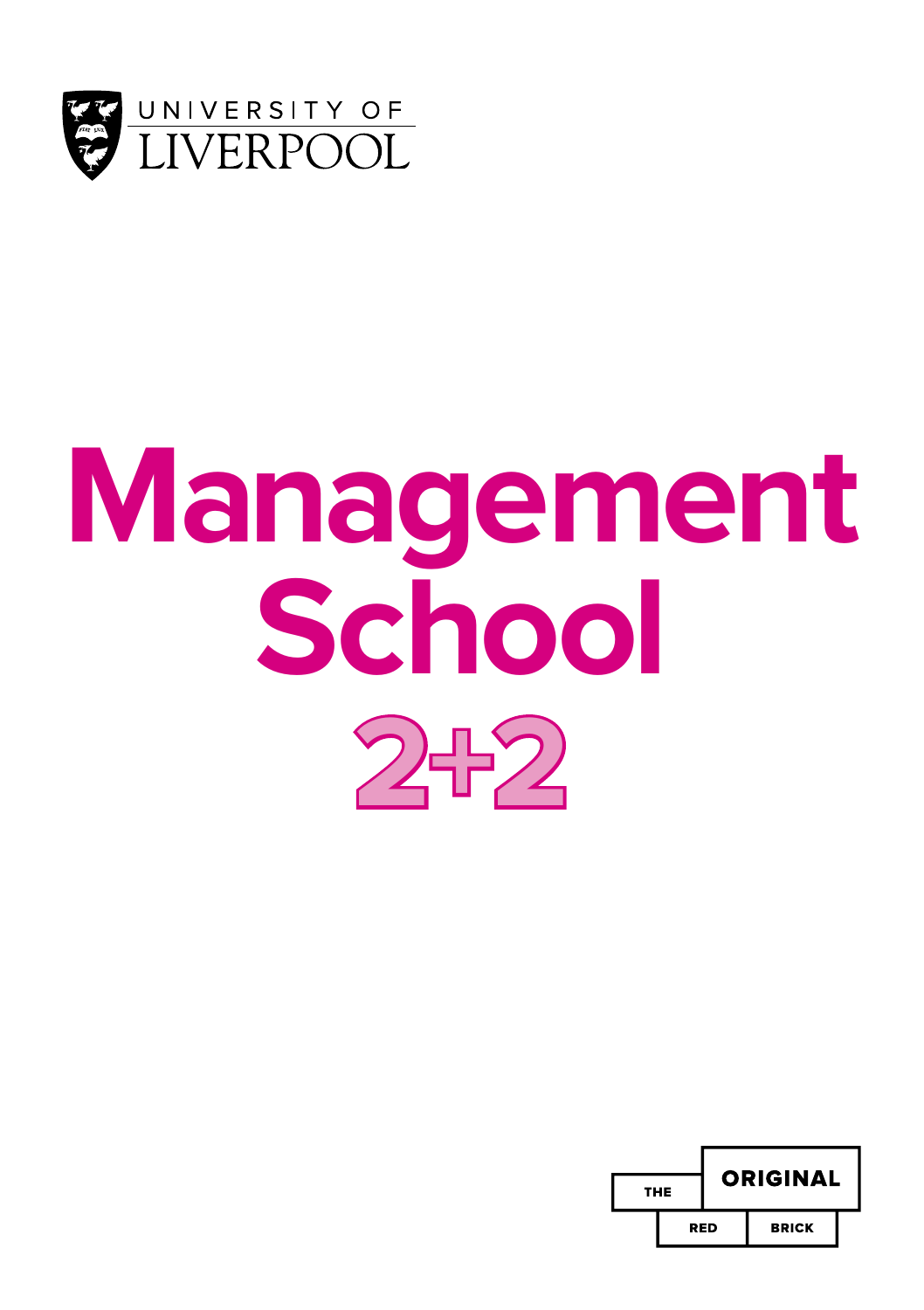UNIVERSITY OF LIVERPOOL

# Management School

# 2+2

THE ORIGINAL RED BRICK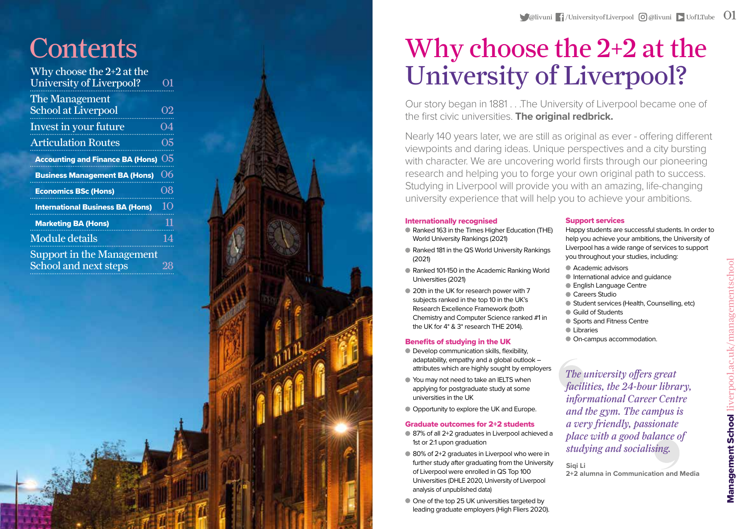# Contents

| | |
|---|---|
| Why choose the 2+2 at the University of Liverpool? | 01 |
| The Management School at Liverpool | 02 |
| Invest in your future | 04 |
| Articulation Routes | 05 |
| **Accounting and Finance BA (Hons)** | 05 |
| **Business Management BA (Hons)** | 06 |
| **Economics BSc (Hons)** | 08 |
| **International Business BA (Hons)** | 10 |
| **Marketing BA (Hons)** | 11 |
| Module details | 14 |
| Support in the Management School and next steps | 28 |

@livuni /UniversityofLiverpool @livuni UofLTube

# Why choose the 2+2 at the University of Liverpool?

Our story began in 1881 . . .The University of Liverpool became one of the first civic universities. **The original redbrick.**

Nearly 140 years later, we are still as original as ever - offering different viewpoints and daring ideas. Unique perspectives and a city bursting with character. We are uncovering world firsts through our pioneering research and helping you to forge your own original path to success. Studying in Liverpool will provide you with an amazing, life-changing university experience that will help you to achieve your ambitions.

### Internationally recognised

- Ranked 163 in the Times Higher Education (THE) World University Rankings (2021)
- Ranked 181 in the QS World University Rankings (2021)
- Ranked 101-150 in the Academic Ranking World Universities (2021)
- 20th in the UK for research power with 7 subjects ranked in the top 10 in the UK's Research Excellence Framework (both Chemistry and Computer Science ranked #1 in the UK for 4* & 3* research THE 2014).

### Benefits of studying in the UK

- Develop communication skills, flexibility, adaptability, empathy and a global outlook – attributes which are highly sought by employers
- You may not need to take an IELTS when applying for postgraduate study at some universities in the UK
- Opportunity to explore the UK and Europe.

### Graduate outcomes for 2+2 students

- 87% of all 2+2 graduates in Liverpool achieved a 1st or 2:1 upon graduation
- 80% of 2+2 graduates in Liverpool who were in further study after graduating from the University of Liverpool were enrolled in QS Top 100 Universities (DHLE 2020, University of Liverpool analysis of unpublished data)
- One of the top 25 UK universities targeted by leading graduate employers (High Fliers 2020).

### Support services

Happy students are successful students. In order to help you achieve your ambitions, the University of Liverpool has a wide range of services to support you throughout your studies, including:

- Academic advisors
- International advice and guidance
- English Language Centre
- Careers Studio
- Student services (Health, Counselling, etc)
- Guild of Students
- Sports and Fitness Centre
- Libraries
- On-campus accommodation.

*The university offers great facilities, the 24-hour library, informational Career Centre and the gym. The campus is a very friendly, passionate place with a good balance of studying and socialising.*

**Siqi Li**
**2+2 alumna in Communication and Media**

**Management School** liverpool.ac.uk/managementschool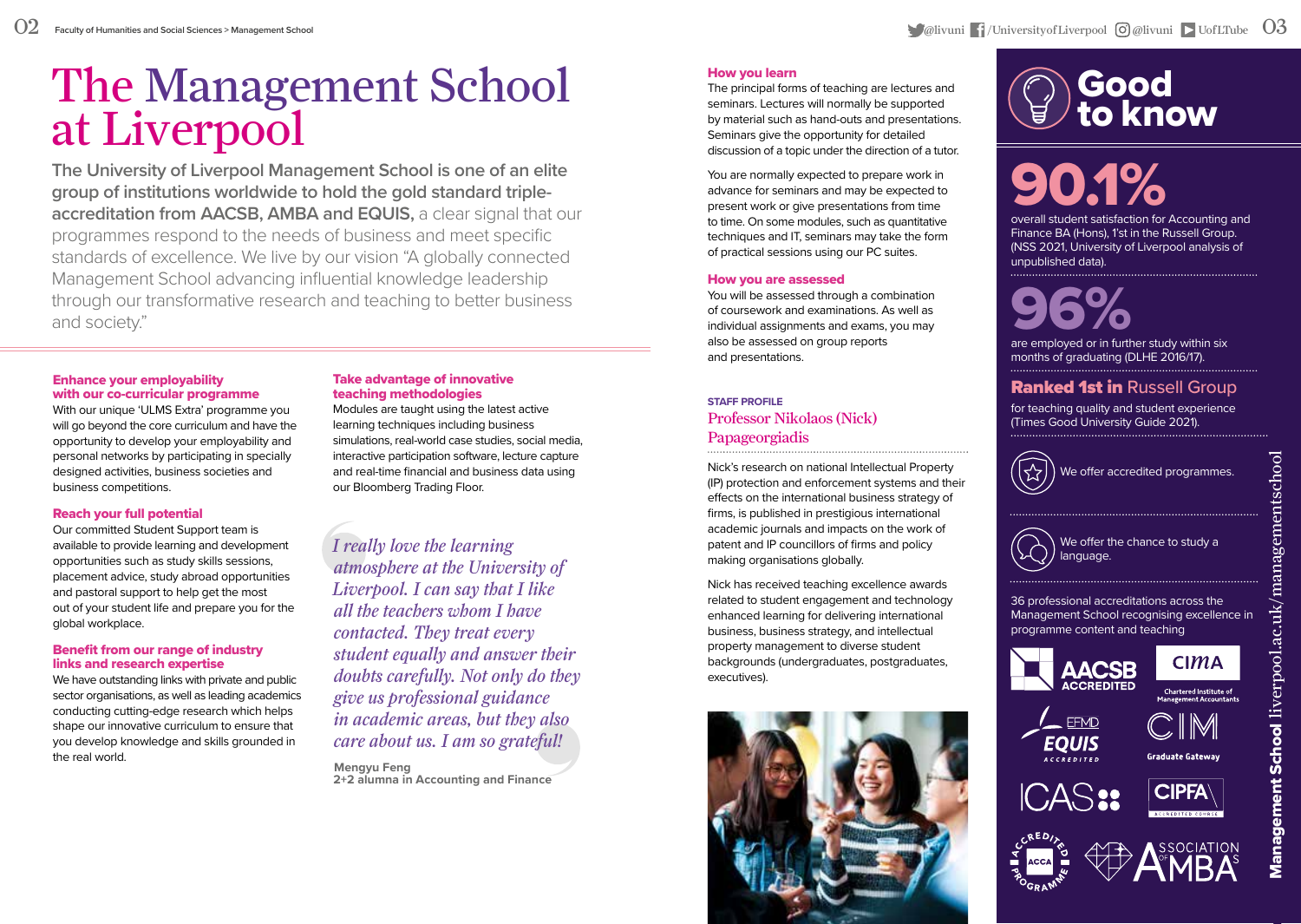# The Management School at Liverpool

**The University of Liverpool Management School is one of an elite group of institutions worldwide to hold the gold standard triple-accreditation from AACSB, AMBA and EQUIS,** a clear signal that our programmes respond to the needs of business and meet specific standards of excellence. We live by our vision "A globally connected Management School advancing influential knowledge leadership through our transformative research and teaching to better business and society."

### Enhance your employability with our co-curricular programme

With our unique 'ULMS Extra' programme you will go beyond the core curriculum and have the opportunity to develop your employability and personal networks by participating in specially designed activities, business societies and business competitions.

### Reach your full potential

Our committed Student Support team is available to provide learning and development opportunities such as study skills sessions, placement advice, study abroad opportunities and pastoral support to help get the most out of your student life and prepare you for the global workplace.

### Benefit from our range of industry links and research expertise

We have outstanding links with private and public sector organisations, as well as leading academics conducting cutting-edge research which helps shape our innovative curriculum to ensure that you develop knowledge and skills grounded in the real world.

### Take advantage of innovative teaching methodologies

Modules are taught using the latest active learning techniques including business simulations, real-world case studies, social media, interactive participation software, lecture capture and real-time financial and business data using our Bloomberg Trading Floor.

> *I really love the learning atmosphere at the University of Liverpool. I can say that I like all the teachers whom I have contacted. They treat every student equally and answer their doubts carefully. Not only do they give us professional guidance in academic areas, but they also care about us. I am so grateful!*
>
> **Mengyu Feng**
> **2+2 alumna in Accounting and Finance**

### How you learn

The principal forms of teaching are lectures and seminars. Lectures will normally be supported by material such as hand-outs and presentations. Seminars give the opportunity for detailed discussion of a topic under the direction of a tutor.

You are normally expected to prepare work in advance for seminars and may be expected to present work or give presentations from time to time. On some modules, such as quantitative techniques and IT, seminars may take the form of practical sessions using our PC suites.

### How you are assessed

You will be assessed through a combination of coursework and examinations. As well as individual assignments and exams, you may also be assessed on group reports and presentations.

STAFF PROFILE

### Professor Nikolaos (Nick) Papageorgiadis

Nick's research on national Intellectual Property (IP) protection and enforcement systems and their effects on the international business strategy of firms, is published in prestigious international academic journals and impacts on the work of patent and IP councillors of firms and policy making organisations globally.

Nick has received teaching excellence awards related to student engagement and technology enhanced learning for delivering international business, business strategy, and intellectual property management to diverse student backgrounds (undergraduates, postgraduates, executives).

## Good to know

**90.1%**

overall student satisfaction for Accounting and Finance BA (Hons), 1st in the Russell Group. (NSS 2021, University of Liverpool analysis of unpublished data).

**96%**

are employed or in further study within six months of graduating (DLHE 2016/17).

**Ranked 1st in** Russell Group

for teaching quality and student experience (Times Good University Guide 2021).

We offer accredited programmes.

We offer the chance to study a language.

36 professional accreditations across the Management School recognising excellence in programme content and teaching

AACSB ACCREDITED · CIMA Chartered Institute of Management Accountants · EFMD EQUIS ACCREDITED · CIM Graduate Gateway · ICAS · CIPFA Accredited Course · ACCA Accredited Programme · Association of MBAs

**Management School** liverpool.ac.uk/managementschool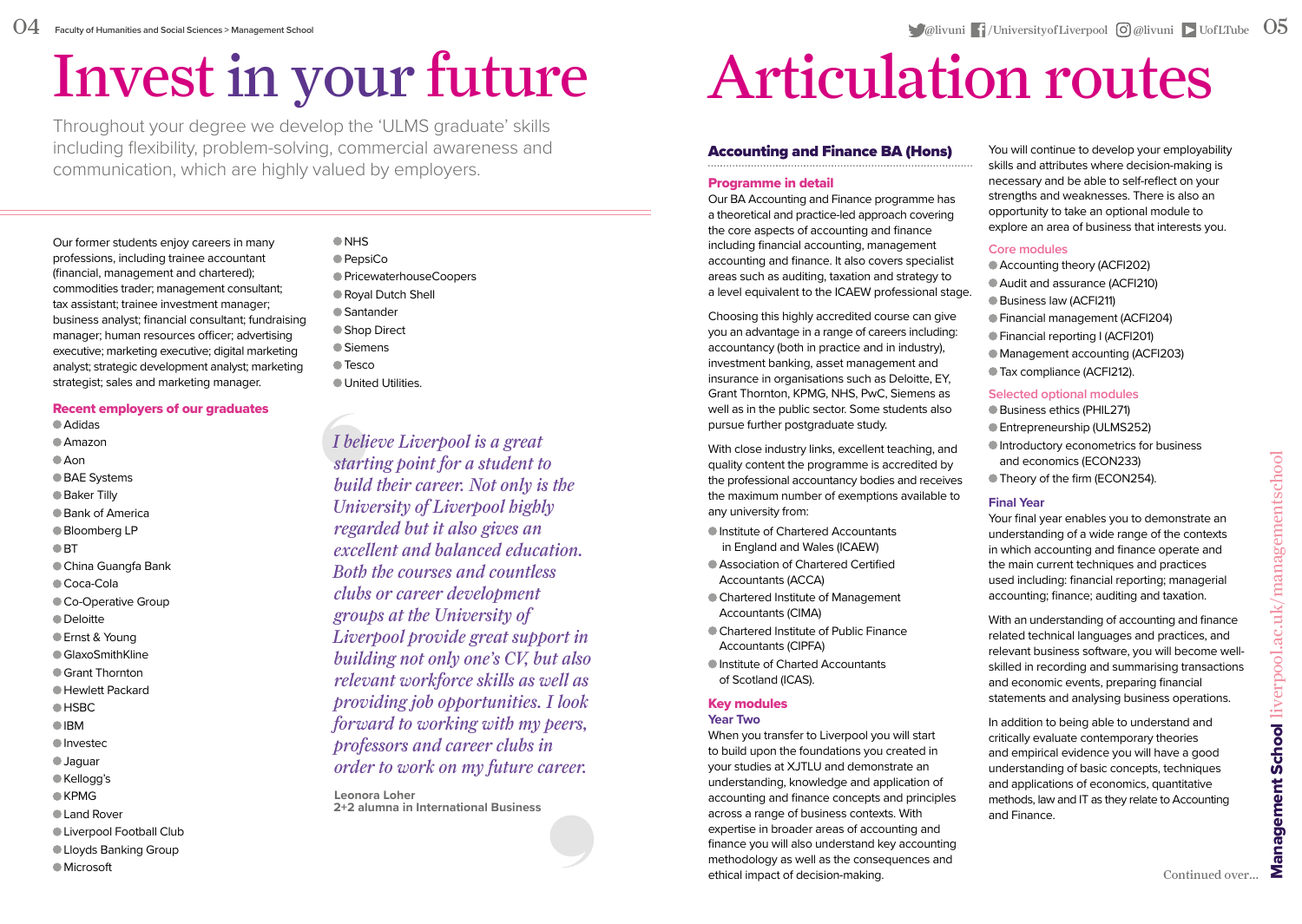# Invest in your future

Throughout your degree we develop the 'ULMS graduate' skills including flexibility, problem-solving, commercial awareness and communication, which are highly valued by employers.

Our former students enjoy careers in many professions, including trainee accountant (financial, management and chartered); commodities trader; management consultant; tax assistant; trainee investment manager; business analyst; financial consultant; fundraising manager; human resources officer; advertising executive; marketing executive; digital marketing analyst; strategic development analyst; marketing strategist; sales and marketing manager.

### Recent employers of our graduates

- Adidas
- Amazon
- Aon
- BAE Systems
- Baker Tilly
- Bank of America
- Bloomberg LP
- BT
- China Guangfa Bank
- Coca-Cola
- Co-Operative Group
- Deloitte
- Ernst & Young
- GlaxoSmithKline
- Grant Thornton
- Hewlett Packard
- HSBC
- IBM
- Investec
- Jaguar
- Kellogg's
- KPMG
- Land Rover
- Liverpool Football Club
- Lloyds Banking Group
- Microsoft
- NHS
- PepsiCo
- PricewaterhouseCoopers
- Royal Dutch Shell
- Santander
- Shop Direct
- Siemens
- Tesco
- United Utilities.

*I believe Liverpool is a great starting point for a student to build their career. Not only is the University of Liverpool highly regarded but it also gives an excellent and balanced education. Both the courses and countless clubs or career development groups at the University of Liverpool provide great support in building not only one's CV, but also relevant workforce skills as well as providing job opportunities. I look forward to working with my peers, professors and career clubs in order to work on my future career.*

**Leonora Loher**
**2+2 alumna in International Business**

# Articulation routes

## Accounting and Finance BA (Hons)

### Programme in detail

Our BA Accounting and Finance programme has a theoretical and practice-led approach covering the core aspects of accounting and finance including financial accounting, management accounting and finance. It also covers specialist areas such as auditing, taxation and strategy to a level equivalent to the ICAEW professional stage.

Choosing this highly accredited course can give you an advantage in a range of careers including: accountancy (both in practice and in industry), investment banking, asset management and insurance in organisations such as Deloitte, EY, Grant Thornton, KPMG, NHS, PwC, Siemens as well as in the public sector. Some students also pursue further postgraduate study.

With close industry links, excellent teaching, and quality content the programme is accredited by the professional accountancy bodies and receives the maximum number of exemptions available to any university from:

- Institute of Chartered Accountants in England and Wales (ICAEW)
- Association of Chartered Certified Accountants (ACCA)
- Chartered Institute of Management Accountants (CIMA)
- Chartered Institute of Public Finance Accountants (CIPFA)
- Institute of Charted Accountants of Scotland (ICAS).

### Key modules

#### Year Two

When you transfer to Liverpool you will start to build upon the foundations you created in your studies at XJTLU and demonstrate an understanding, knowledge and application of accounting and finance concepts and principles across a range of business contexts. With expertise in broader areas of accounting and finance you will also understand key accounting methodology as well as the consequences and ethical impact of decision-making.

You will continue to develop your employability skills and attributes where decision-making is necessary and be able to self-reflect on your strengths and weaknesses. There is also an opportunity to take an optional module to explore an area of business that interests you.

#### Core modules

- Accounting theory (ACFI202)
- Audit and assurance (ACFI210)
- Business law (ACFI211)
- Financial management (ACFI204)
- Financial reporting I (ACFI201)
- Management accounting (ACFI203)
- Tax compliance (ACFI212).

#### Selected optional modules

- Business ethics (PHIL271)
- Entrepreneurship (ULMS252)
- Introductory econometrics for business and economics (ECON233)
- Theory of the firm (ECON254).

#### Final Year

Your final year enables you to demonstrate an understanding of a wide range of the contexts in which accounting and finance operate and the main current techniques and practices used including: financial reporting; managerial accounting; finance; auditing and taxation.

With an understanding of accounting and finance related technical languages and practices, and relevant business software, you will become well-skilled in recording and summarising transactions and economic events, preparing financial statements and analysing business operations.

In addition to being able to understand and critically evaluate contemporary theories and empirical evidence you will have a good understanding of basic concepts, techniques and applications of economics, quantitative methods, law and IT as they relate to Accounting and Finance.

Continued over...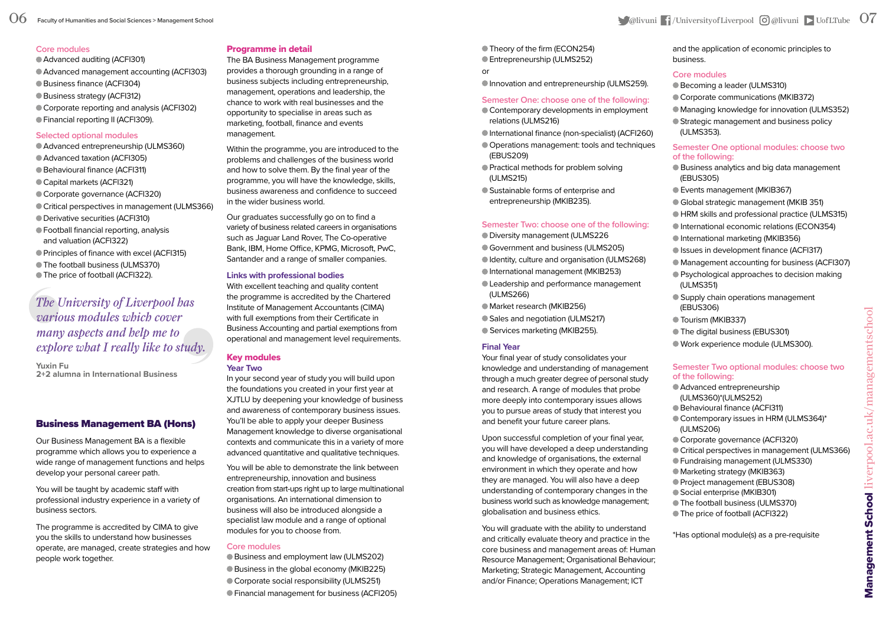### Core modules

- Advanced auditing (ACFI301)
- Advanced management accounting (ACFI303)
- Business finance (ACFI304)
- Business strategy (ACFI312)
- Corporate reporting and analysis (ACFI302)
- Financial reporting II (ACFI309).

### Selected optional modules

- Advanced entrepreneurship (ULMS360)
- Advanced taxation (ACFI305)
- Behavioural finance (ACFI311)
- Capital markets (ACFI321)
- Corporate governance (ACFI320)
- Critical perspectives in management (ULMS366)
- Derivative securities (ACFI310)
- Football financial reporting, analysis and valuation (ACFI322)
- Principles of finance with excel (ACFI315)
- The football business (ULMS370)
- The price of football (ACFI322).

> *The University of Liverpool has various modules which cover many aspects and help me to explore what I really like to study.*
>
> **Yuxin Fu**
> **2+2 alumna in International Business**

## Business Management BA (Hons)

Our Business Management BA is a flexible programme which allows you to experience a wide range of management functions and helps develop your personal career path.

You will be taught by academic staff with professional industry experience in a variety of business sectors.

The programme is accredited by CIMA to give you the skills to understand how businesses operate, are managed, create strategies and how people work together.

### Programme in detail

The BA Business Management programme provides a thorough grounding in a range of business subjects including entrepreneurship, management, operations and leadership, the chance to work with real businesses and the opportunity to specialise in areas such as marketing, football, finance and events management.

Within the programme, you are introduced to the problems and challenges of the business world and how to solve them. By the final year of the programme, you will have the knowledge, skills, business awareness and confidence to succeed in the wider business world.

Our graduates successfully go on to find a variety of business related careers in organisations such as Jaguar Land Rover, The Co-operative Bank, IBM, Home Office, KPMG, Microsoft, PwC, Santander and a range of smaller companies.

### Links with professional bodies

With excellent teaching and quality content the programme is accredited by the Chartered Institute of Management Accountants (CIMA) with full exemptions from their Certificate in Business Accounting and partial exemptions from operational and management level requirements.

### Key modules

#### Year Two

In your second year of study you will build upon the foundations you created in your first year at XJTLU by deepening your knowledge of business and awareness of contemporary business issues. You'll be able to apply your deeper Business Management knowledge to diverse organisational contexts and communicate this in a variety of more advanced quantitative and qualitative techniques.

You will be able to demonstrate the link between entrepreneurship, innovation and business creation from start-ups right up to large multinational organisations. An international dimension to business will also be introduced alongside a specialist law module and a range of optional modules for you to choose from.

#### Core modules

- Business and employment law (ULMS202)
- Business in the global economy (MKIB225)
- Corporate social responsibility (ULMS251)
- Financial management for business (ACFI205)
- Theory of the firm (ECON254)
- Entrepreneurship (ULMS252)

or

- Innovation and entrepreneurship (ULMS259).

#### Semester One: choose one of the following:

- Contemporary developments in employment relations (ULMS216)
- International finance (non-specialist) (ACFI260)
- Operations management: tools and techniques (EBUS209)
- Practical methods for problem solving (ULMS215)
- Sustainable forms of enterprise and entrepreneurship (MKIB235).

#### Semester Two: choose one of the following:

- Diversity management (ULMS226
- Government and business (ULMS205)
- Identity, culture and organisation (ULMS268)
- International management (MKIB253)
- Leadership and performance management (ULMS266)
- Market research (MKIB256)
- Sales and negotiation (ULMS217)
- Services marketing (MKIB255).

#### Final Year

Your final year of study consolidates your knowledge and understanding of management through a much greater degree of personal study and research. A range of modules that probe more deeply into contemporary issues allows you to pursue areas of study that interest you and benefit your future career plans.

Upon successful completion of your final year, you will have developed a deep understanding and knowledge of organisations, the external environment in which they operate and how they are managed. You will also have a deep understanding of contemporary changes in the business world such as knowledge management; globalisation and business ethics.

You will graduate with the ability to understand and critically evaluate theory and practice in the core business and management areas of: Human Resource Management; Organisational Behaviour; Marketing; Strategic Management, Accounting and/or Finance; Operations Management; ICT and the application of economic principles to business.

#### Core modules

- Becoming a leader (ULMS310)
- Corporate communications (MKIB372)
- Managing knowledge for innovation (ULMS352)
- Strategic management and business policy (ULMS353).

#### Semester One optional modules: choose two of the following:

- Business analytics and big data management (EBUS305)
- Events management (MKIB367)
- Global strategic management (MKIB 351)
- HRM skills and professional practice (ULMS315)
- International economic relations (ECON354)
- International marketing (MKIB356)
- Issues in development finance (ACFI317)
- Management accounting for business (ACFI307)
- Psychological approaches to decision making (ULMS351)
- Supply chain operations management (EBUS306)
- Tourism (MKIB337)
- The digital business (EBUS301)
- Work experience module (ULMS300).

#### Semester Two optional modules: choose two of the following:

- Advanced entrepreneurship (ULMS360)*(ULMS252)
- Behavioural finance (ACFI311)
- Contemporary issues in HRM (ULMS364)* (ULMS206)
- Corporate governance (ACFI320)
- Critical perspectives in management (ULMS366)
- Fundraising management (ULMS330)
- Marketing strategy (MKIB363)
- Project management (EBUS308)
- Social enterprise (MKIB301)
- The football business (ULMS370)
- The price of football (ACFI322)

*Has optional module(s) as a pre-requisite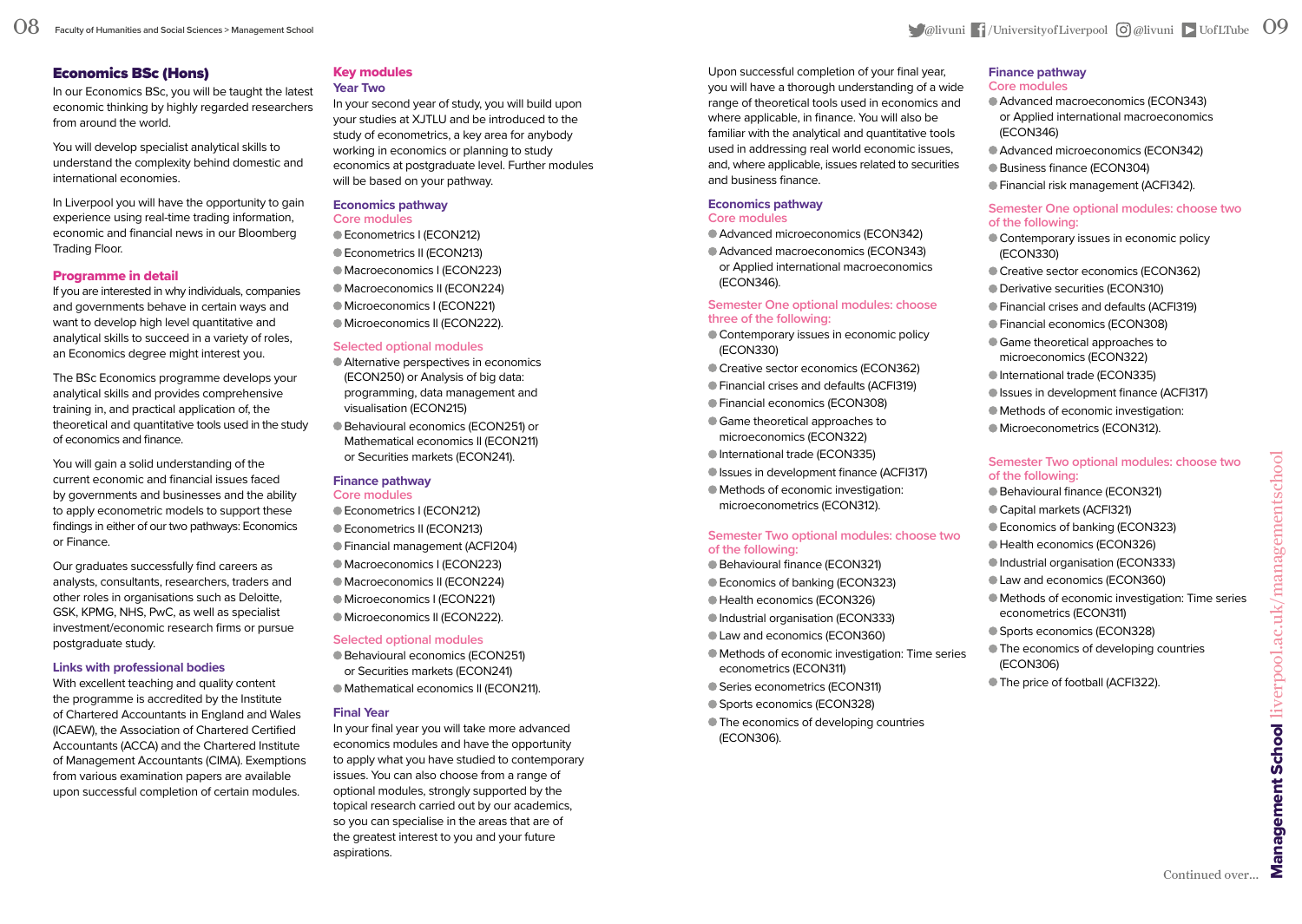## Economics BSc (Hons)

In our Economics BSc, you will be taught the latest economic thinking by highly regarded researchers from around the world.

You will develop specialist analytical skills to understand the complexity behind domestic and international economies.

In Liverpool you will have the opportunity to gain experience using real-time trading information, economic and financial news in our Bloomberg Trading Floor.

### Programme in detail

If you are interested in why individuals, companies and governments behave in certain ways and want to develop high level quantitative and analytical skills to succeed in a variety of roles, an Economics degree might interest you.

The BSc Economics programme develops your analytical skills and provides comprehensive training in, and practical application of, the theoretical and quantitative tools used in the study of economics and finance.

You will gain a solid understanding of the current economic and financial issues faced by governments and businesses and the ability to apply econometric models to support these findings in either of our two pathways: Economics or Finance.

Our graduates successfully find careers as analysts, consultants, researchers, traders and other roles in organisations such as Deloitte, GSK, KPMG, NHS, PwC, as well as specialist investment/economic research firms or pursue postgraduate study.

### Links with professional bodies

With excellent teaching and quality content the programme is accredited by the Institute of Chartered Accountants in England and Wales (ICAEW), the Association of Chartered Certified Accountants (ACCA) and the Chartered Institute of Management Accountants (CIMA). Exemptions from various examination papers are available upon successful completion of certain modules.

### Key modules

#### Year Two

In your second year of study, you will build upon your studies at XJTLU and be introduced to the study of econometrics, a key area for anybody working in economics or planning to study economics at postgraduate level. Further modules will be based on your pathway.

**Economics pathway**

Core modules

- Econometrics I (ECON212)
- Econometrics II (ECON213)
- Macroeconomics I (ECON223)
- Macroeconomics II (ECON224)
- Microeconomics I (ECON221)
- Microeconomics II (ECON222).

Selected optional modules

- Alternative perspectives in economics (ECON250) or Analysis of big data: programming, data management and visualisation (ECON215)
- Behavioural economics (ECON251) or Mathematical economics II (ECON211) or Securities markets (ECON241).

**Finance pathway**

Core modules

- Econometrics I (ECON212)
- Econometrics II (ECON213)
- Financial management (ACFI204)
- Macroeconomics I (ECON223)
- Macroeconomics II (ECON224)
- Microeconomics I (ECON221)
- Microeconomics II (ECON222).

Selected optional modules

- Behavioural economics (ECON251) or Securities markets (ECON241)
- Mathematical economics II (ECON211).

#### Final Year

In your final year you will take more advanced economics modules and have the opportunity to apply what you have studied to contemporary issues. You can also choose from a range of optional modules, strongly supported by the topical research carried out by our academics, so you can specialise in the areas that are of the greatest interest to you and your future aspirations.

Upon successful completion of your final year, you will have a thorough understanding of a wide range of theoretical tools used in economics and where applicable, in finance. You will also be familiar with the analytical and quantitative tools used in addressing real world economic issues, and, where applicable, issues related to securities and business finance.

**Economics pathway**

Core modules

- Advanced microeconomics (ECON342)
- Advanced macroeconomics (ECON343) or Applied international macroeconomics (ECON346).

Semester One optional modules: choose three of the following:

- Contemporary issues in economic policy (ECON330)
- Creative sector economics (ECON362)
- Financial crises and defaults (ACFI319)
- Financial economics (ECON308)
- Game theoretical approaches to microeconomics (ECON322)
- International trade (ECON335)
- Issues in development finance (ACFI317)
- Methods of economic investigation: microeconometrics (ECON312).

Semester Two optional modules: choose two of the following:

- Behavioural finance (ECON321)
- Economics of banking (ECON323)
- Health economics (ECON326)
- Industrial organisation (ECON333)
- Law and economics (ECON360)
- Methods of economic investigation: Time series econometrics (ECON311)
- Series econometrics (ECON311)
- Sports economics (ECON328)
- The economics of developing countries (ECON306).

**Finance pathway**

Core modules

- Advanced macroeconomics (ECON343) or Applied international macroeconomics (ECON346)
- Advanced microeconomics (ECON342)
- Business finance (ECON304)
- Financial risk management (ACFI342).

Semester One optional modules: choose two of the following:

- Contemporary issues in economic policy (ECON330)
- Creative sector economics (ECON362)
- Derivative securities (ECON310)
- Financial crises and defaults (ACFI319)
- Financial economics (ECON308)
- Game theoretical approaches to microeconomics (ECON322)
- International trade (ECON335)
- Issues in development finance (ACFI317)
- Methods of economic investigation:
- Microeconometrics (ECON312).

Semester Two optional modules: choose two of the following:

- Behavioural finance (ECON321)
- Capital markets (ACFI321)
- Economics of banking (ECON323)
- Health economics (ECON326)
- Industrial organisation (ECON333)
- Law and economics (ECON360)
- Methods of economic investigation: Time series econometrics (ECON311)
- Sports economics (ECON328)
- The economics of developing countries (ECON306)
- The price of football (ACFI322).

Continued over...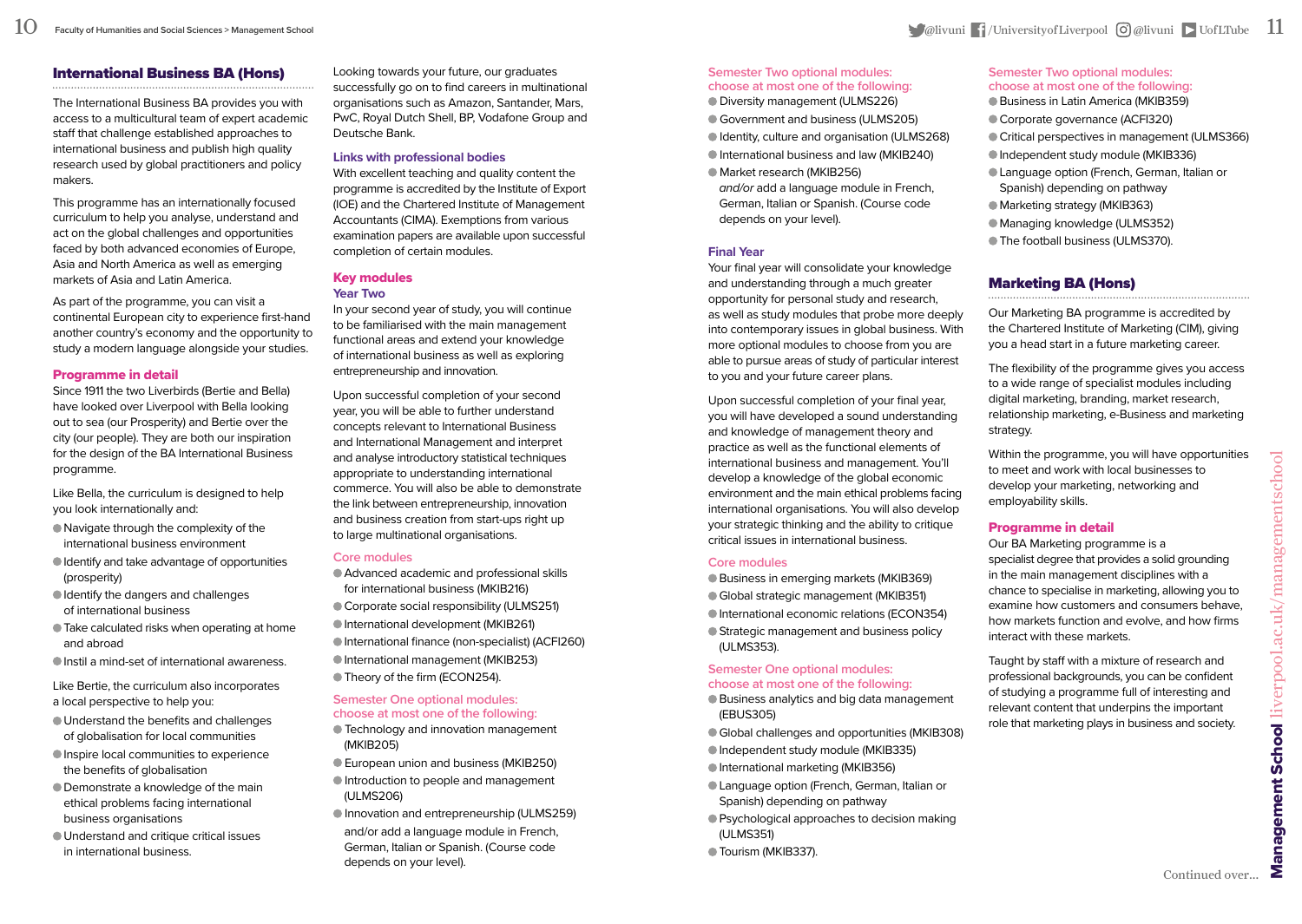## International Business BA (Hons)

The International Business BA provides you with access to a multicultural team of expert academic staff that challenge established approaches to international business and publish high quality research used by global practitioners and policy makers.

This programme has an internationally focused curriculum to help you analyse, understand and act on the global challenges and opportunities faced by both advanced economies of Europe, Asia and North America as well as emerging markets of Asia and Latin America.

As part of the programme, you can visit a continental European city to experience first-hand another country's economy and the opportunity to study a modern language alongside your studies.

### Programme in detail

Since 1911 the two Liverbirds (Bertie and Bella) have looked over Liverpool with Bella looking out to sea (our Prosperity) and Bertie over the city (our people). They are both our inspiration for the design of the BA International Business programme.

Like Bella, the curriculum is designed to help you look internationally and:

- Navigate through the complexity of the international business environment
- Identify and take advantage of opportunities (prosperity)
- Identify the dangers and challenges of international business
- Take calculated risks when operating at home and abroad
- Instil a mind-set of international awareness.

Like Bertie, the curriculum also incorporates a local perspective to help you:

- Understand the benefits and challenges of globalisation for local communities
- Inspire local communities to experience the benefits of globalisation
- Demonstrate a knowledge of the main ethical problems facing international business organisations
- Understand and critique critical issues in international business.

Looking towards your future, our graduates successfully go on to find careers in multinational organisations such as Amazon, Santander, Mars, PwC, Royal Dutch Shell, BP, Vodafone Group and Deutsche Bank.

### Links with professional bodies

With excellent teaching and quality content the programme is accredited by the Institute of Export (IOE) and the Chartered Institute of Management Accountants (CIMA). Exemptions from various examination papers are available upon successful completion of certain modules.

### Key modules

#### Year Two

In your second year of study, you will continue to be familiarised with the main management functional areas and extend your knowledge of international business as well as exploring entrepreneurship and innovation.

Upon successful completion of your second year, you will be able to further understand concepts relevant to International Business and International Management and interpret and analyse introductory statistical techniques appropriate to understanding international commerce. You will also be able to demonstrate the link between entrepreneurship, innovation and business creation from start-ups right up to large multinational organisations.

#### Core modules

- Advanced academic and professional skills for international business (MKIB216)
- Corporate social responsibility (ULMS251)
- International development (MKIB261)
- International finance (non-specialist) (ACFI260)
- International management (MKIB253)
- Theory of the firm (ECON254).

#### Semester One optional modules: choose at most one of the following:

- Technology and innovation management (MKIB205)
- European union and business (MKIB250)
- Introduction to people and management (ULMS206)
- Innovation and entrepreneurship (ULMS259)

and/or add a language module in French, German, Italian or Spanish. (Course code depends on your level).

#### Semester Two optional modules: choose at most one of the following:

- Diversity management (ULMS226)
- Government and business (ULMS205)
- Identity, culture and organisation (ULMS268)
- International business and law (MKIB240)
- Market research (MKIB256)

*and/or* add a language module in French, German, Italian or Spanish. (Course code depends on your level).

#### Final Year

Your final year will consolidate your knowledge and understanding through a much greater opportunity for personal study and research, as well as study modules that probe more deeply into contemporary issues in global business. With more optional modules to choose from you are able to pursue areas of study of particular interest to you and your future career plans.

Upon successful completion of your final year, you will have developed a sound understanding and knowledge of management theory and practice as well as the functional elements of international business and management. You'll develop a knowledge of the global economic environment and the main ethical problems facing international organisations. You will also develop your strategic thinking and the ability to critique critical issues in international business.

#### Core modules

- Business in emerging markets (MKIB369)
- Global strategic management (MKIB351)
- International economic relations (ECON354)
- Strategic management and business policy (ULMS353).

#### Semester One optional modules: choose at most one of the following:

- Business analytics and big data management (EBUS305)
- Global challenges and opportunities (MKIB308)
- Independent study module (MKIB335)
- International marketing (MKIB356)
- Language option (French, German, Italian or Spanish) depending on pathway
- Psychological approaches to decision making (ULMS351)
- Tourism (MKIB337).

#### Semester Two optional modules: choose at most one of the following:

- Business in Latin America (MKIB359)
- Corporate governance (ACFI320)
- Critical perspectives in management (ULMS366)
- Independent study module (MKIB336)
- Language option (French, German, Italian or Spanish) depending on pathway
- Marketing strategy (MKIB363)
- Managing knowledge (ULMS352)
- The football business (ULMS370).

## Marketing BA (Hons)

Our Marketing BA programme is accredited by the Chartered Institute of Marketing (CIM), giving you a head start in a future marketing career.

The flexibility of the programme gives you access to a wide range of specialist modules including digital marketing, branding, market research, relationship marketing, e-Business and marketing strategy.

Within the programme, you will have opportunities to meet and work with local businesses to develop your marketing, networking and employability skills.

### Programme in detail

Our BA Marketing programme is a specialist degree that provides a solid grounding in the main management disciplines with a chance to specialise in marketing, allowing you to examine how customers and consumers behave, how markets function and evolve, and how firms interact with these markets.

Taught by staff with a mixture of research and professional backgrounds, you can be confident of studying a programme full of interesting and relevant content that underpins the important role that marketing plays in business and society.

Continued over...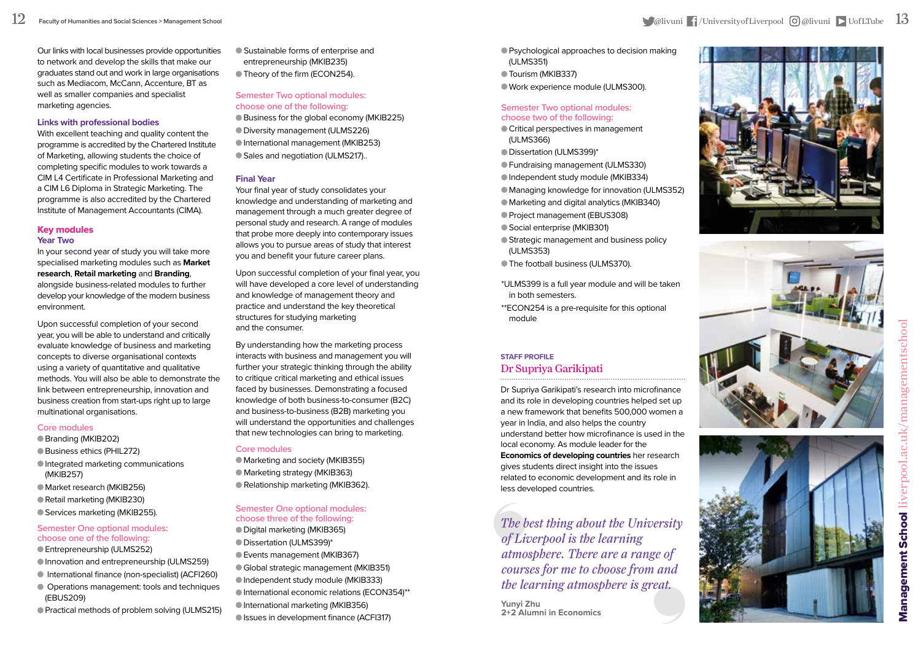Our links with local businesses provide opportunities to network and develop the skills that make our graduates stand out and work in large organisations such as Mediacom, McCann, Accenture, BT as well as smaller companies and specialist marketing agencies.

### Links with professional bodies

With excellent teaching and quality content the programme is accredited by the Chartered Institute of Marketing, allowing students the choice of completing specific modules to work towards a CIM L4 Certificate in Professional Marketing and a CIM L6 Diploma in Strategic Marketing. The programme is also accredited by the Chartered Institute of Management Accountants (CIMA).

## Key modules

### Year Two

In your second year of study you will take more specialised marketing modules such as **Market research**, **Retail marketing** and **Branding**, alongside business-related modules to further develop your knowledge of the modern business environment.

Upon successful completion of your second year, you will be able to understand and critically evaluate knowledge of business and marketing concepts to diverse organisational contexts using a variety of quantitative and qualitative methods. You will also be able to demonstrate the link between entrepreneurship, innovation and business creation from start-ups right up to large multinational organisations.

#### Core modules

- Branding (MKIB202)
- Business ethics (PHIL272)
- Integrated marketing communications (MKIB257)
- Market research (MKIB256)
- Retail marketing (MKIB230)
- Services marketing (MKIB255).

#### Semester One optional modules: choose one of the following:

- Entrepreneurship (ULMS252)
- Innovation and entrepreneurship (ULMS259)
- International finance (non-specialist) (ACFI260)
- Operations management: tools and techniques (EBUS209)
- Practical methods of problem solving (ULMS215)
- Sustainable forms of enterprise and entrepreneurship (MKIB235)
- Theory of the firm (ECON254).

#### Semester Two optional modules: choose one of the following:

- Business for the global economy (MKIB225)
- Diversity management (ULMS226)
- International management (MKIB253)
- Sales and negotiation (ULMS217)..

### Final Year

Your final year of study consolidates your knowledge and understanding of marketing and management through a much greater degree of personal study and research. A range of modules that probe more deeply into contemporary issues allows you to pursue areas of study that interest you and benefit your future career plans.

Upon successful completion of your final year, you will have developed a core level of understanding and knowledge of management theory and practice and understand the key theoretical structures for studying marketing and the consumer.

By understanding how the marketing process interacts with business and management you will further your strategic thinking through the ability to critique critical marketing and ethical issues faced by businesses. Demonstrating a focused knowledge of both business-to-consumer (B2C) and business-to-business (B2B) marketing you will understand the opportunities and challenges that new technologies can bring to marketing.

#### Core modules

- Marketing and society (MKIB355)
- Marketing strategy (MKIB363)
- Relationship marketing (MKIB362).

#### Semester One optional modules: choose three of the following:

- Digital marketing (MKIB365)
- Dissertation (ULMS399)*
- Events management (MKIB367)
- Global strategic management (MKIB351)
- Independent study module (MKIB333)
- International economic relations (ECON354)**
- International marketing (MKIB356)
- Issues in development finance (ACFI317)
- Psychological approaches to decision making (ULMS351)
- Tourism (MKIB337)
- Work experience module (ULMS300).

#### Semester Two optional modules: choose two of the following:

- Critical perspectives in management (ULMS366)
- Dissertation (ULMS399)*
- Fundraising management (ULMS330)
- Independent study module (MKIB334)
- Managing knowledge for innovation (ULMS352)
- Marketing and digital analytics (MKIB340)
- Project management (EBUS308)
- Social enterprise (MKIB301)
- Strategic management and business policy (ULMS353)
- The football business (ULMS370).

*ULMS399 is a full year module and will be taken in both semesters.

**ECON254 is a pre-requisite for this optional module

STAFF PROFILE

### Dr Supriya Garikipati

Dr Supriya Garikipati's research into microfinance and its role in developing countries helped set up a new framework that benefits 500,000 women a year in India, and also helps the country understand better how microfinance is used in the local economy. As module leader for the **Economics of developing countries** her research gives students direct insight into the issues related to economic development and its role in less developed countries.

*The best thing about the University of Liverpool is the learning atmosphere. There are a range of courses for me to choose from and the learning atmosphere is great.*

**Yunyi Zhu**
**2+2 Alumni in Economics**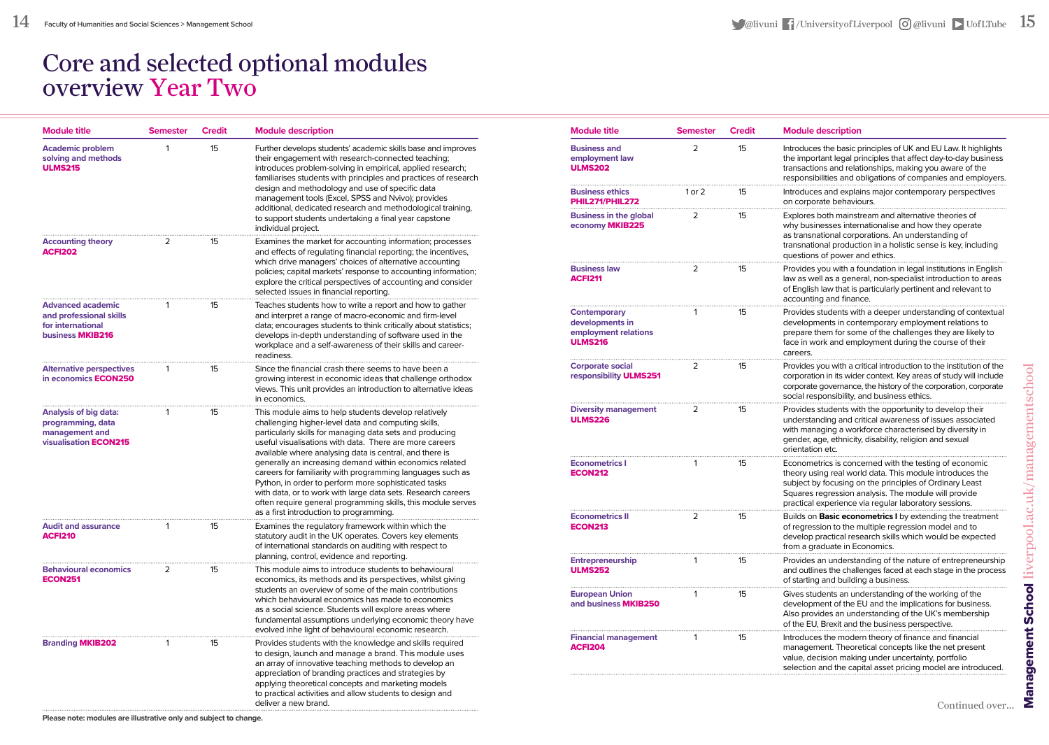# Core and selected optional modules overview Year Two

| Module title | Semester | Credit | Module description |
|---|---|---|---|
| Academic problem solving and methods **ULMS215** | 1 | 15 | Further develops students' academic skills base and improves their engagement with research-connected teaching; introduces problem-solving in empirical, applied research; familiarises students with principles and practices of research design and methodology and use of specific data management tools (Excel, SPSS and Nvivo); provides additional, dedicated research and methodological training, to support students undertaking a final year capstone individual project. |
| Accounting theory **ACFI202** | 2 | 15 | Examines the market for accounting information; processes and effects of regulating financial reporting; the incentives, which drive managers' choices of alternative accounting policies; capital markets' response to accounting information; explore the critical perspectives of accounting and consider selected issues in financial reporting. |
| Advanced academic and professional skills for international business **MKIB216** | 1 | 15 | Teaches students how to write a report and how to gather and interpret a range of macro-economic and firm-level data; encourages students to think critically about statistics; develops in-depth understanding of software used in the workplace and a self-awareness of their skills and career-readiness. |
| Alternative perspectives in economics **ECON250** | 1 | 15 | Since the financial crash there seems to have been a growing interest in economic ideas that challenge orthodox views. This unit provides an introduction to alternative ideas in economics. |
| Analysis of big data: programming, data management and visualisation **ECON215** | 1 | 15 | This module aims to help students develop relatively challenging higher-level data and computing skills, particularly skills for managing data sets and producing useful visualisations with data. There are more careers available where analysing data is central, and there is generally an increasing demand within economics related careers for familiarity with programming languages such as Python, in order to perform more sophisticated tasks with data, or to work with large data sets. Research careers often require general programming skills, this module serves as a first introduction to programming. |
| Audit and assurance **ACFI210** | 1 | 15 | Examines the regulatory framework within which the statutory audit in the UK operates. Covers key elements of international standards on auditing with respect to planning, control, evidence and reporting. |
| Behavioural economics **ECON251** | 2 | 15 | This module aims to introduce students to behavioural economics, its methods and its perspectives, whilst giving students an overview of some of the main contributions which behavioural economics has made to economics as a social science. Students will explore areas where fundamental assumptions underlying economic theory have evolved inhe light of behavioural economic research. |
| Branding **MKIB202** | 1 | 15 | Provides students with the knowledge and skills required to design, launch and manage a brand. This module uses an array of innovative teaching methods to develop an appreciation of branding practices and strategies by applying theoretical concepts and marketing models to practical activities and allow students to design and deliver a new brand. |
| Business and employment law **ULMS202** | 2 | 15 | Introduces the basic principles of UK and EU Law. It highlights the important legal principles that affect day-to-day business transactions and relationships, making you aware of the responsibilities and obligations of companies and employers. |
| Business ethics **PHIL271/PHIL272** | 1 or 2 | 15 | Introduces and explains major contemporary perspectives on corporate behaviours. |
| Business in the global economy **MKIB225** | 2 | 15 | Explores both mainstream and alternative theories of why businesses internationalise and how they operate as transnational corporations. An understanding of transnational production in a holistic sense is key, including questions of power and ethics. |
| Business law **ACFI211** | 2 | 15 | Provides you with a foundation in legal institutions in English law as well as a general, non-specialist introduction to areas of English law that is particularly pertinent and relevant to accounting and finance. |
| Contemporary developments in employment relations **ULMS216** | 1 | 15 | Provides students with a deeper understanding of contextual developments in contemporary employment relations to prepare them for some of the challenges they are likely to face in work and employment during the course of their careers. |
| Corporate social responsibility **ULMS251** | 2 | 15 | Provides you with a critical introduction to the institution of the corporation in its wider context. Key areas of study will include corporate governance, the history of the corporation, corporate social responsibility, and business ethics. |
| Diversity management **ULMS226** | 2 | 15 | Provides students with the opportunity to develop their understanding and critical awareness of issues associated with managing a workforce characterised by diversity in gender, age, ethnicity, disability, religion and sexual orientation etc. |
| Econometrics I **ECON212** | 1 | 15 | Econometrics is concerned with the testing of economic theory using real world data. This module introduces the subject by focusing on the principles of Ordinary Least Squares regression analysis. The module will provide practical experience via regular laboratory sessions. |
| Econometrics II **ECON213** | 2 | 15 | Builds on **Basic econometrics I** by extending the treatment of regression to the multiple regression model and to develop practical research skills which would be expected from a graduate in Economics. |
| Entrepreneurship **ULMS252** | 1 | 15 | Provides an understanding of the nature of entrepreneurship and outlines the challenges faced at each stage in the process of starting and building a business. |
| European Union and business **MKIB250** | 1 | 15 | Gives students an understanding of the working of the development of the EU and the implications for business. Also provides an understanding of the UK's membership of the EU, Brexit and the business perspective. |
| Financial management **ACFI204** | 1 | 15 | Introduces the modern theory of finance and financial management. Theoretical concepts like the net present value, decision making under uncertainty, portfolio selection and the capital asset pricing model are introduced. |

**Please note: modules are illustrative only and subject to change.**

Continued over...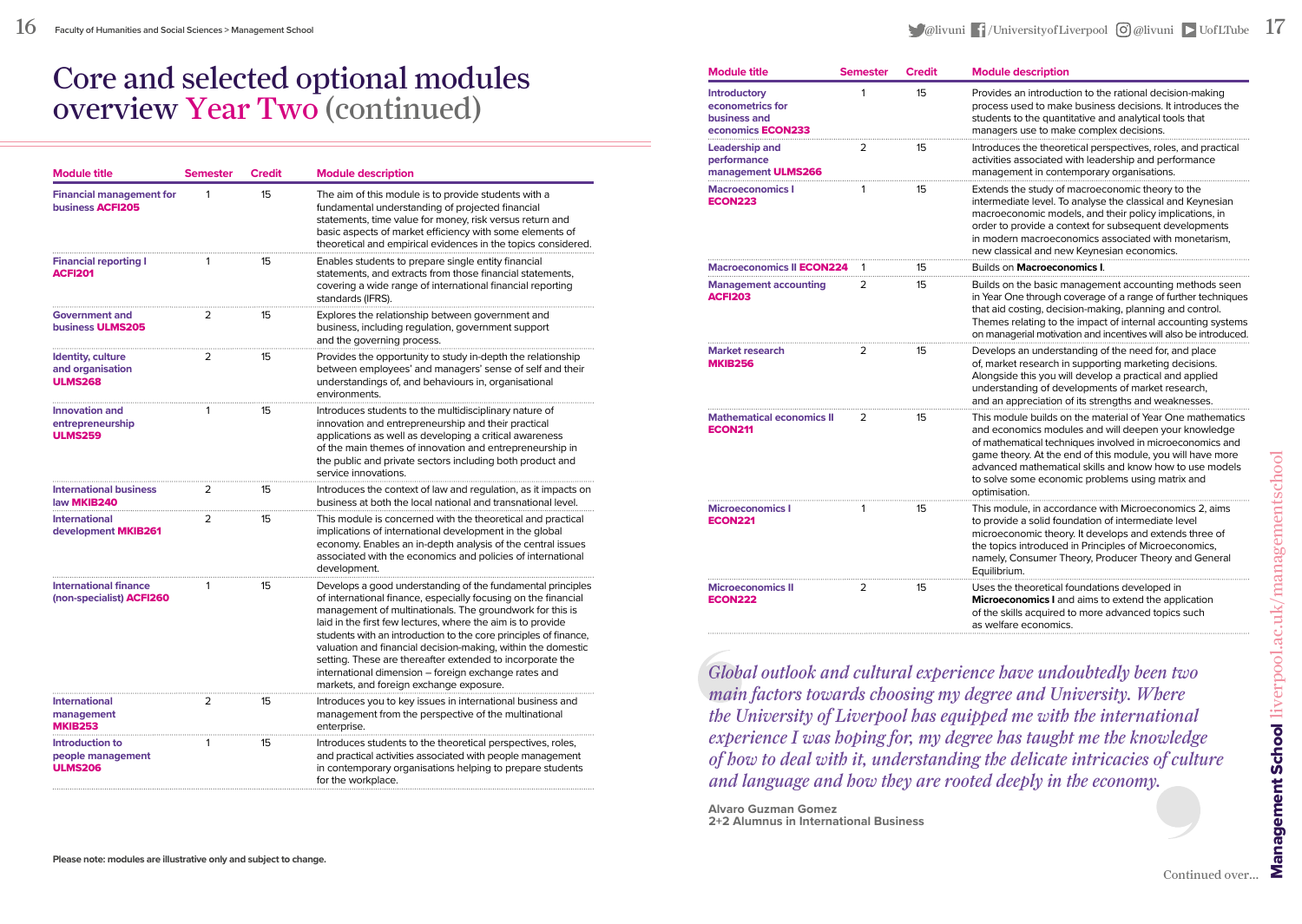# Core and selected optional modules overview Year Two (continued)

| Module title | Semester | Credit | Module description |
|---|---|---|---|
| Financial management for business ACFI205 | 1 | 15 | The aim of this module is to provide students with a fundamental understanding of projected financial statements, time value for money, risk versus return and basic aspects of market efficiency with some elements of theoretical and empirical evidences in the topics considered. |
| Financial reporting I ACFI201 | 1 | 15 | Enables students to prepare single entity financial statements, and extracts from those financial statements, covering a wide range of international financial reporting standards (IFRS). |
| Government and business ULMS205 | 2 | 15 | Explores the relationship between government and business, including regulation, government support and the governing process. |
| Identity, culture and organisation ULMS268 | 2 | 15 | Provides the opportunity to study in-depth the relationship between employees' and managers' sense of self and their understandings of, and behaviours in, organisational environments. |
| Innovation and entrepreneurship ULMS259 | 1 | 15 | Introduces students to the multidisciplinary nature of innovation and entrepreneurship and their practical applications as well as developing a critical awareness of the main themes of innovation and entrepreneurship in the public and private sectors including both product and service innovations. |
| International business law MKIB240 | 2 | 15 | Introduces the context of law and regulation, as it impacts on business at both the local national and transnational level. |
| International development MKIB261 | 2 | 15 | This module is concerned with the theoretical and practical implications of international development in the global economy. Enables an in-depth analysis of the central issues associated with the economics and policies of international development. |
| International finance (non-specialist) ACFI260 | 1 | 15 | Develops a good understanding of the fundamental principles of international finance, especially focusing on the financial management of multinationals. The groundwork for this is laid in the first few lectures, where the aim is to provide students with an introduction to the core principles of finance, valuation and financial decision-making, within the domestic setting. These are thereafter extended to incorporate the international dimension – foreign exchange rates and markets, and foreign exchange exposure. |
| International management MKIB253 | 2 | 15 | Introduces you to key issues in international business and management from the perspective of the multinational enterprise. |
| Introduction to people management ULMS206 | 1 | 15 | Introduces students to the theoretical perspectives, roles, and practical activities associated with people management in contemporary organisations helping to prepare students for the workplace. |
| Introductory econometrics for business and economics ECON233 | 1 | 15 | Provides an introduction to the rational decision-making process used to make business decisions. It introduces the students to the quantitative and analytical tools that managers use to make complex decisions. |
| Leadership and performance management ULMS266 | 2 | 15 | Introduces the theoretical perspectives, roles, and practical activities associated with leadership and performance management in contemporary organisations. |
| Macroeconomics I ECON223 | 1 | 15 | Extends the study of macroeconomic theory to the intermediate level. To analyse the classical and Keynesian macroeconomic models, and their policy implications, in order to provide a context for subsequent developments in modern macroeconomics associated with monetarism, new classical and new Keynesian economics. |
| Macroeconomics II ECON224 | 1 | 15 | Builds on **Macroeconomics I**. |
| Management accounting ACFI203 | 2 | 15 | Builds on the basic management accounting methods seen in Year One through coverage of a range of further techniques that aid costing, decision-making, planning and control. Themes relating to the impact of internal accounting systems on managerial motivation and incentives will also be introduced. |
| Market research MKIB256 | 2 | 15 | Develops an understanding of the need for, and place of, market research in supporting marketing decisions. Alongside this you will develop a practical and applied understanding of developments of market research, and an appreciation of its strengths and weaknesses. |
| Mathematical economics II ECON211 | 2 | 15 | This module builds on the material of Year One mathematics and economics modules and will deepen your knowledge of mathematical techniques involved in microeconomics and game theory. At the end of this module, you will have more advanced mathematical skills and know how to use models to solve some economic problems using matrix and optimisation. |
| Microeconomics I ECON221 | 1 | 15 | This module, in accordance with Microeconomics 2, aims to provide a solid foundation of intermediate level microeconomic theory. It develops and extends three of the topics introduced in Principles of Microeconomics, namely, Consumer Theory, Producer Theory and General Equilibrium. |
| Microeconomics II ECON222 | 2 | 15 | Uses the theoretical foundations developed in **Microeconomics I** and aims to extend the application of the skills acquired to more advanced topics such as welfare economics. |

Please note: modules are illustrative only and subject to change.

> *Global outlook and cultural experience have undoubtedly been two main factors towards choosing my degree and University. Where the University of Liverpool has equipped me with the international experience I was hoping for, my degree has taught me the knowledge of how to deal with it, understanding the delicate intricacies of culture and language and how they are rooted deeply in the economy.*
>
> **Alvaro Guzman Gomez**
> **2+2 Alumnus in International Business**

Continued over...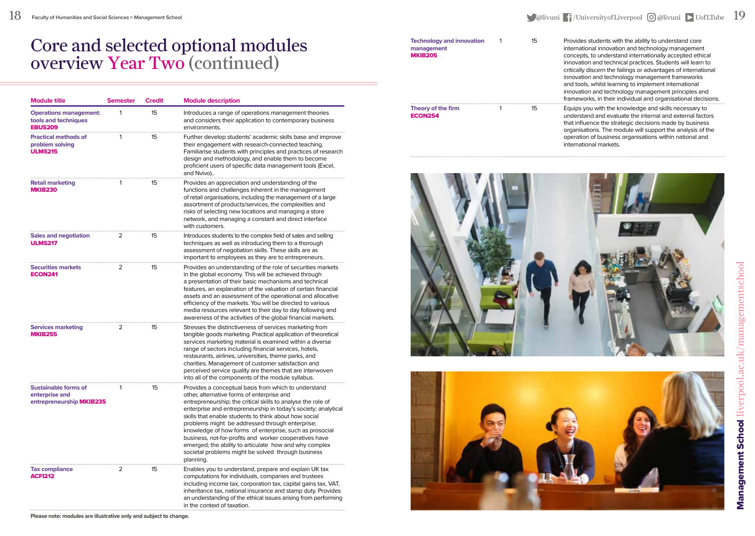# Core and selected optional modules overview Year Two (continued)

| Module title | Semester | Credit | Module description |
| --- | --- | --- | --- |
| **Operations management: tools and techniques EBUS209** | 1 | 15 | Introduces a range of operations management theories and considers their application to contemporary business environments. |
| **Practical methods of problem solving ULMS215** | 1 | 15 | Further develop students' academic skills base and improve their engagement with research-connected teaching. Familiarise students with principles and practices of research design and methodology, and enable them to become proficient users of specific data management tools (Excel, and Nvivo).. |
| **Retail marketing MKIB230** | 1 | 15 | Provides an appreciation and understanding of the functions and challenges inherent in the management of retail organisations, including the management of a large assortment of products/services, the complexities and risks of selecting new locations and managing a store network, and managing a constant and direct interface with customers. |
| **Sales and negotiation ULMS217** | 2 | 15 | Introduces students to the complex field of sales and selling techniques as well as introducing them to a thorough assessment of negotiation skills. These skills are as important to employees as they are to entrepreneurs. |
| **Securities markets ECON241** | 2 | 15 | Provides an understanding of the role of securities markets in the global economy. This will be achieved through a presentation of their basic mechanisms and technical features, an explanation of the valuation of certain financial assets and an assessment of the operational and allocative efficiency of the markets. You will be directed to various media resources relevant to their day to day following and awareness of the activities of the global financial markets. |
| **Services marketing MKIB255** | 2 | 15 | Stresses the distinctiveness of services marketing from tangible goods marketing. Practical application of theoretical services marketing material is examined within a diverse range of sectors including financial services, hotels, restaurants, airlines, universities, theme parks, and charities. Management of customer satisfaction and perceived service quality are themes that are interwoven into all of the components of the module syllabus. |
| **Sustainable forms of enterprise and entrepreneurship MKIB235** | 1 | 15 | Provides a conceptual basis from which to understand other, alternative forms of enterprise and entrepreneurship; the critical skills to analyse the role of enterprise and entrepreneurship in today's society; analytical skills that enable students to think about how social problems might be addressed through enterprise; knowledge of how forms of enterprise, such as prosocial business, not-for-profits and worker cooperatives have emerged; the ability to articulate how and why complex societal problems might be solved through business planning. |
| **Tax compliance ACFI212** | 2 | 15 | Enables you to understand, prepare and explain UK tax computations for individuals, companies and trustees including income tax, corporation tax, capital gains tax, VAT, inheritance tax, national insurance and stamp duty. Provides an understanding of the ethical issues arising from performing in the context of taxation. |
| **Technology and innovation management MKIB205** | 1 | 15 | Provides students with the ability to understand core international innovation and technology management concepts, to understand internationally accepted ethical innovation and technical practices. Students will learn to critically discern the failings or advantages of international innovation and technology management frameworks and tools, whilst learning to implement international innovation and technology management principles and frameworks, in their individual and organisational decisions. |
| **Theory of the firm ECON254** | 1 | 15 | Equips you with the knowledge and skills necessary to understand and evaluate the internal and external factors that influence the strategic decisions made by business organisations. The module will support the analysis of the operation of business organisations within national and international markets. |

**Please note: modules are illustrative only and subject to change.**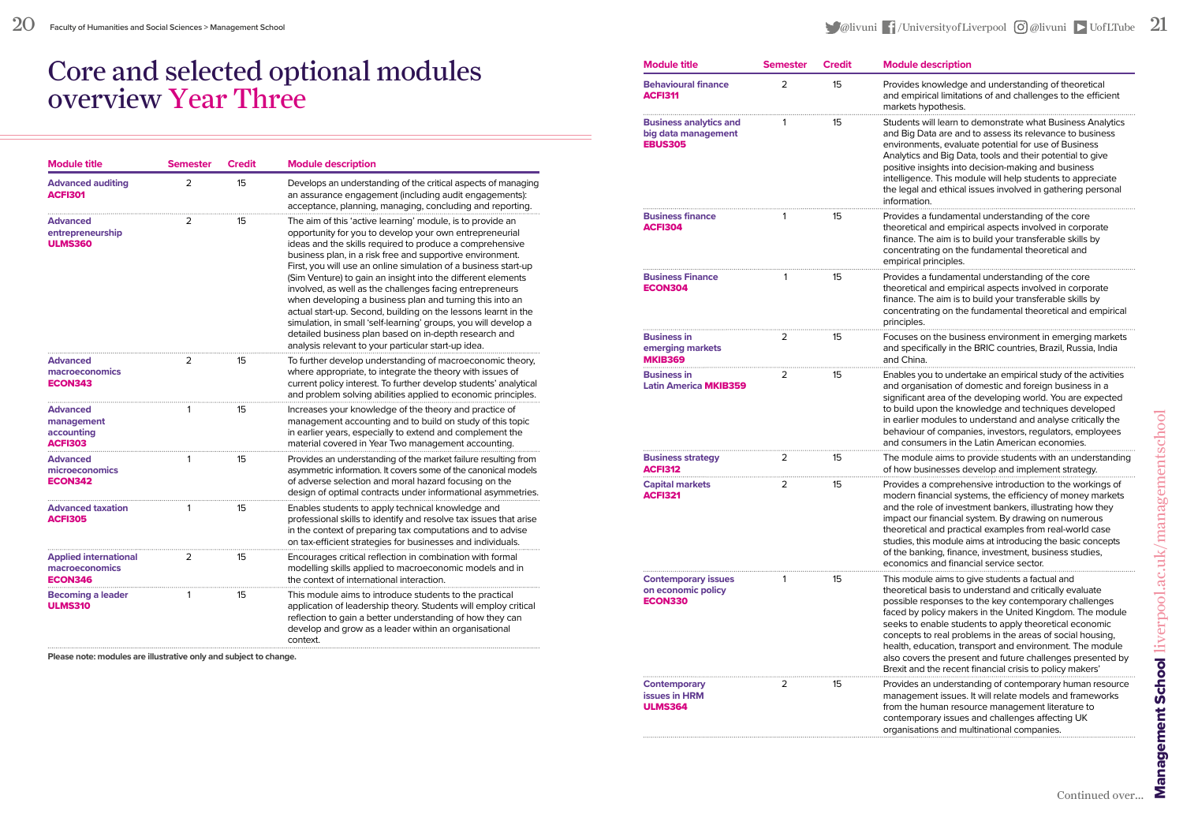# Core and selected optional modules overview Year Three

| Module title | Semester | Credit | Module description |
|---|---|---|---|
| Advanced auditing ACFI301 | 2 | 15 | Develops an understanding of the critical aspects of managing an assurance engagement (including audit engagements): acceptance, planning, managing, concluding and reporting. |
| Advanced entrepreneurship ULMS360 | 2 | 15 | The aim of this 'active learning' module, is to provide an opportunity for you to develop your own entrepreneurial ideas and the skills required to produce a comprehensive business plan, in a risk free and supportive environment. First, you will use an online simulation of a business start-up (Sim Venture) to gain an insight into the different elements involved, as well as the challenges facing entrepreneurs when developing a business plan and turning this into an actual start-up. Second, building on the lessons learnt in the simulation, in small 'self-learning' groups, you will develop a detailed business plan based on in-depth research and analysis relevant to your particular start-up idea. |
| Advanced macroeconomics ECON343 | 2 | 15 | To further develop understanding of macroeconomic theory, where appropriate, to integrate the theory with issues of current policy interest. To further develop students' analytical and problem solving abilities applied to economic principles. |
| Advanced management accounting ACFI303 | 1 | 15 | Increases your knowledge of the theory and practice of management accounting and to build on study of this topic in earlier years, especially to extend and complement the material covered in Year Two management accounting. |
| Advanced microeconomics ECON342 | 1 | 15 | Provides an understanding of the market failure resulting from asymmetric information. It covers some of the canonical models of adverse selection and moral hazard focusing on the design of optimal contracts under informational asymmetries. |
| Advanced taxation ACFI305 | 1 | 15 | Enables students to apply technical knowledge and professional skills to identify and resolve tax issues that arise in the context of preparing tax computations and to advise on tax-efficient strategies for businesses and individuals. |
| Applied international macroeconomics ECON346 | 2 | 15 | Encourages critical reflection in combination with formal modelling skills applied to macroeconomic models and in the context of international interaction. |
| Becoming a leader ULMS310 | 1 | 15 | This module aims to introduce students to the practical application of leadership theory. Students will employ critical reflection to gain a better understanding of how they can develop and grow as a leader within an organisational context. |

**Please note: modules are illustrative only and subject to change.**

| Module title | Semester | Credit | Module description |
|---|---|---|---|
| Behavioural finance ACFI311 | 2 | 15 | Provides knowledge and understanding of theoretical and empirical limitations of and challenges to the efficient markets hypothesis. |
| Business analytics and big data management EBUS305 | 1 | 15 | Students will learn to demonstrate what Business Analytics and Big Data are and to assess its relevance to business environments, evaluate potential for use of Business Analytics and Big Data, tools and their potential to give positive insights into decision-making and business intelligence. This module will help students to appreciate the legal and ethical issues involved in gathering personal information. |
| Business finance ACFI304 | 1 | 15 | Provides a fundamental understanding of the core theoretical and empirical aspects involved in corporate finance. The aim is to build your transferable skills by concentrating on the fundamental theoretical and empirical principles. |
| Business Finance ECON304 | 1 | 15 | Provides a fundamental understanding of the core theoretical and empirical aspects involved in corporate finance. The aim is to build your transferable skills by concentrating on the fundamental theoretical and empirical principles. |
| Business in emerging markets MKIB369 | 2 | 15 | Focuses on the business environment in emerging markets and specifically in the BRIC countries, Brazil, Russia, India and China. |
| Business in Latin America MKIB359 | 2 | 15 | Enables you to undertake an empirical study of the activities and organisation of domestic and foreign business in a significant area of the developing world. You are expected to build upon the knowledge and techniques developed in earlier modules to understand and analyse critically the behaviour of companies, investors, regulators, employees and consumers in the Latin American economies. |
| Business strategy ACFI312 | 2 | 15 | The module aims to provide students with an understanding of how businesses develop and implement strategy. |
| Capital markets ACFI321 | 2 | 15 | Provides a comprehensive introduction to the workings of modern financial systems, the efficiency of money markets and the role of investment bankers, illustrating how they impact our financial system. By drawing on numerous theoretical and practical examples from real-world case studies, this module aims at introducing the basic concepts of the banking, finance, investment, business studies, economics and financial service sector. |
| Contemporary issues on economic policy ECON330 | 1 | 15 | This module aims to give students a factual and theoretical basis to understand and critically evaluate possible responses to the key contemporary challenges faced by policy makers in the United Kingdom. The module seeks to enable students to apply theoretical economic concepts to real problems in the areas of social housing, health, education, transport and environment. The module also covers the present and future challenges presented by Brexit and the recent financial crisis to policy makers' |
| Contemporary issues in HRM ULMS364 | 2 | 15 | Provides an understanding of contemporary human resource management issues. It will relate models and frameworks from the human resource management literature to contemporary issues and challenges affecting UK organisations and multinational companies. |

Continued over...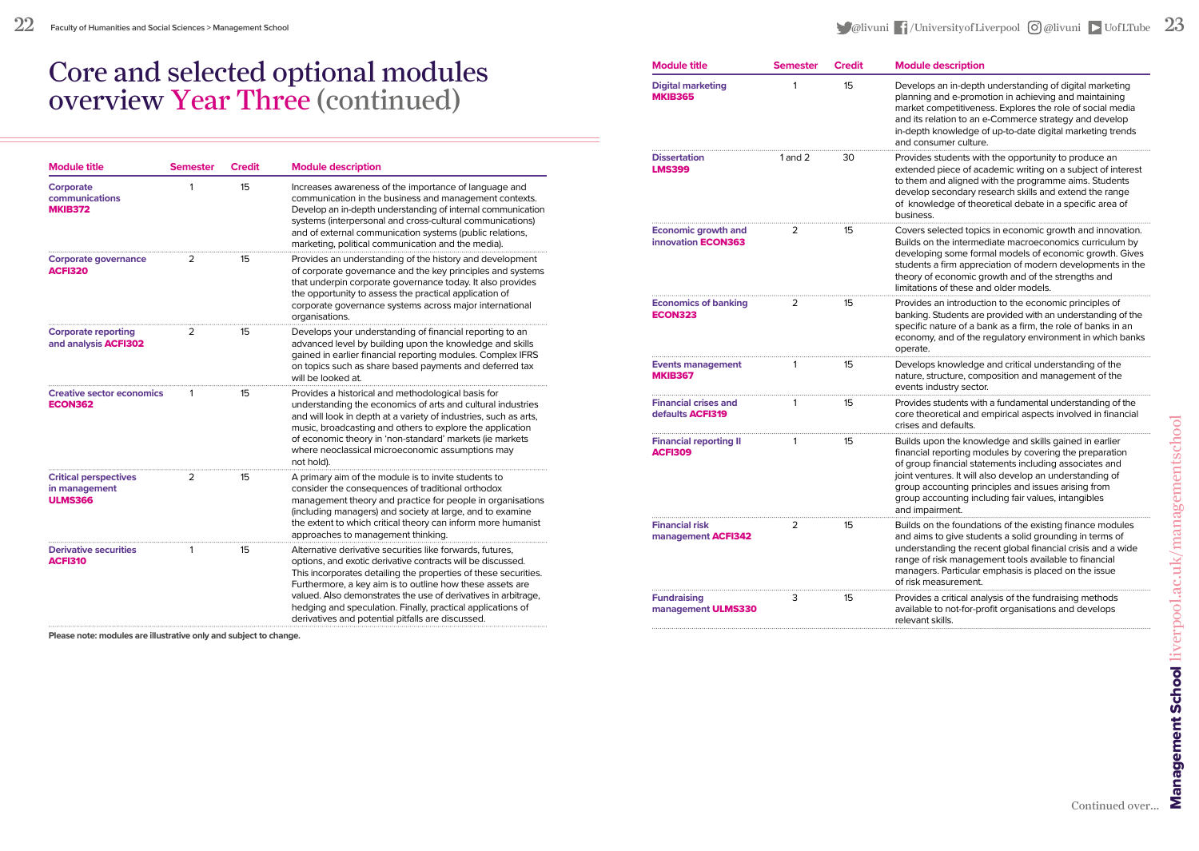# Core and selected optional modules overview Year Three (continued)

| Module title | Semester | Credit | Module description |
|---|---|---|---|
| **Corporate communications MKIB372** | 1 | 15 | Increases awareness of the importance of language and communication in the business and management contexts. Develop an in-depth understanding of internal communication systems (interpersonal and cross-cultural communications) and of external communication systems (public relations, marketing, political communication and the media). |
| **Corporate governance ACFI320** | 2 | 15 | Provides an understanding of the history and development of corporate governance and the key principles and systems that underpin corporate governance today. It also provides the opportunity to assess the practical application of corporate governance systems across major international organisations. |
| **Corporate reporting and analysis ACFI302** | 2 | 15 | Develops your understanding of financial reporting to an advanced level by building upon the knowledge and skills gained in earlier financial reporting modules. Complex IFRS on topics such as share based payments and deferred tax will be looked at. |
| **Creative sector economics ECON362** | 1 | 15 | Provides a historical and methodological basis for understanding the economics of arts and cultural industries and will look in depth at a variety of industries, such as arts, music, broadcasting and others to explore the application of economic theory in 'non-standard' markets (ie markets where neoclassical microeconomic assumptions may not hold). |
| **Critical perspectives in management ULMS366** | 2 | 15 | A primary aim of the module is to invite students to consider the consequences of traditional orthodox management theory and practice for people in organisations (including managers) and society at large, and to examine the extent to which critical theory can inform more humanist approaches to management thinking. |
| **Derivative securities ACFI310** | 1 | 15 | Alternative derivative securities like forwards, futures, options, and exotic derivative contracts will be discussed. This incorporates detailing the properties of these securities. Furthermore, a key aim is to outline how these assets are valued. Also demonstrates the use of derivatives in arbitrage, hedging and speculation. Finally, practical applications of derivatives and potential pitfalls are discussed. |
| **Digital marketing MKIB365** | 1 | 15 | Develops an in-depth understanding of digital marketing planning and e-promotion in achieving and maintaining market competitiveness. Explores the role of social media and its relation to an e-Commerce strategy and develop in-depth knowledge of up-to-date digital marketing trends and consumer culture. |
| **Dissertation LMS399** | 1 and 2 | 30 | Provides students with the opportunity to produce an extended piece of academic writing on a subject of interest to them and aligned with the programme aims. Students develop secondary research skills and extend the range of knowledge of theoretical debate in a specific area of business. |
| **Economic growth and innovation ECON363** | 2 | 15 | Covers selected topics in economic growth and innovation. Builds on the intermediate macroeconomics curriculum by developing some formal models of economic growth. Gives students a firm appreciation of modern developments in the theory of economic growth and of the strengths and limitations of these and older models. |
| **Economics of banking ECON323** | 2 | 15 | Provides an introduction to the economic principles of banking. Students are provided with an understanding of the specific nature of a bank as a firm, the role of banks in an economy, and of the regulatory environment in which banks operate. |
| **Events management MKIB367** | 1 | 15 | Develops knowledge and critical understanding of the nature, structure, composition and management of the events industry sector. |
| **Financial crises and defaults ACFI319** | 1 | 15 | Provides students with a fundamental understanding of the core theoretical and empirical aspects involved in financial crises and defaults. |
| **Financial reporting II ACFI309** | 1 | 15 | Builds upon the knowledge and skills gained in earlier financial reporting modules by covering the preparation of group financial statements including associates and joint ventures. It will also develop an understanding of group accounting principles and issues arising from group accounting including fair values, intangibles and impairment. |
| **Financial risk management ACFI342** | 2 | 15 | Builds on the foundations of the existing finance modules and aims to give students a solid grounding in terms of understanding the recent global financial crisis and a wide range of risk management tools available to financial managers. Particular emphasis is placed on the issue of risk measurement. |
| **Fundraising management ULMS330** | 3 | 15 | Provides a critical analysis of the fundraising methods available to not-for-profit organisations and develops relevant skills. |

**Please note: modules are illustrative only and subject to change.**

Continued over...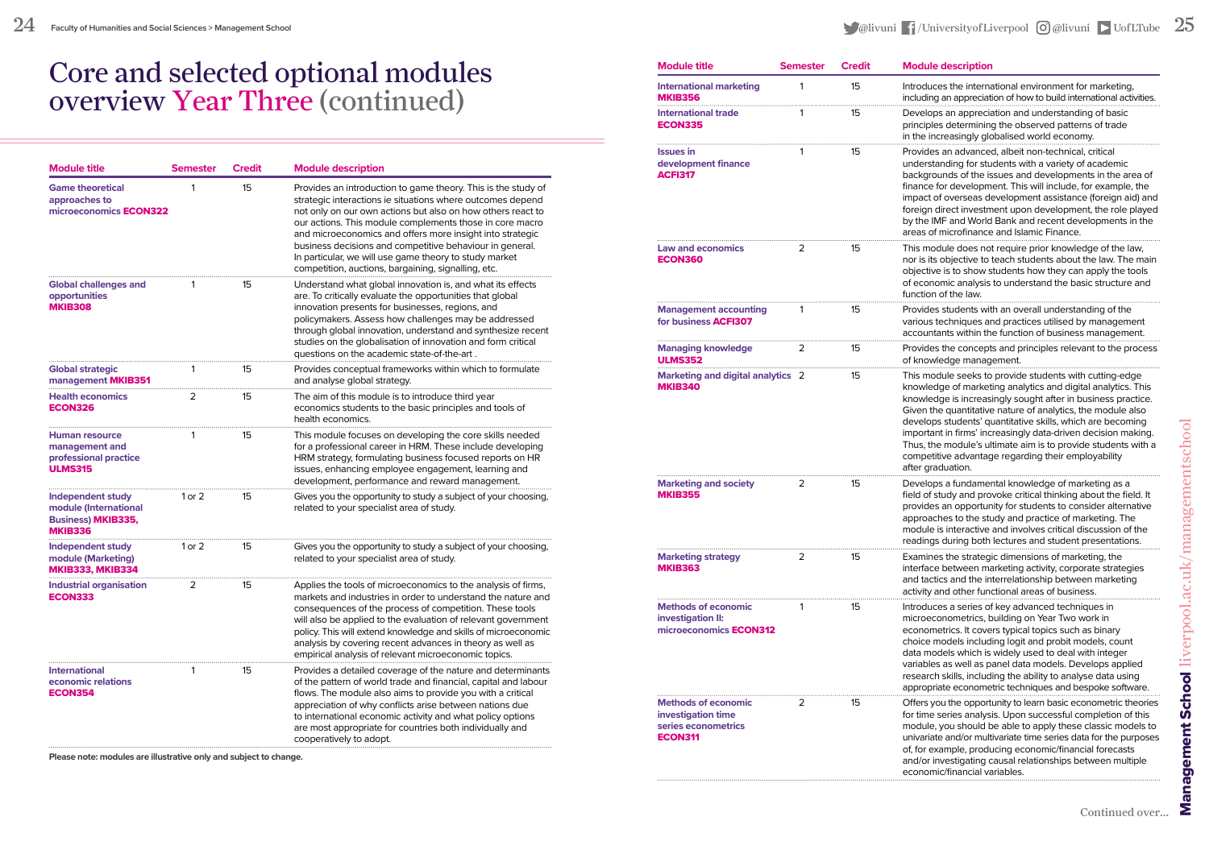# Core and selected optional modules overview Year Three (continued)

| Module title | Semester | Credit | Module description |
|---|---|---|---|
| Game theoretical approaches to microeconomics **ECON322** | 1 | 15 | Provides an introduction to game theory. This is the study of strategic interactions ie situations where outcomes depend not only on our own actions but also on how others react to our actions. This module complements those in core macro and microeconomics and offers more insight into strategic business decisions and competitive behaviour in general. In particular, we will use game theory to study market competition, auctions, bargaining, signalling, etc. |
| Global challenges and opportunities **MKIB308** | 1 | 15 | Understand what global innovation is, and what its effects are. To critically evaluate the opportunities that global innovation presents for businesses, regions, and policymakers. Assess how challenges may be addressed through global innovation, understand and synthesize recent studies on the globalisation of innovation and form critical questions on the academic state-of-the-art . |
| Global strategic management **MKIB351** | 1 | 15 | Provides conceptual frameworks within which to formulate and analyse global strategy. |
| Health economics **ECON326** | 2 | 15 | The aim of this module is to introduce third year economics students to the basic principles and tools of health economics. |
| Human resource management and professional practice **ULMS315** | 1 | 15 | This module focuses on developing the core skills needed for a professional career in HRM. These include developing HRM strategy, formulating business focused reports on HR issues, enhancing employee engagement, learning and development, performance and reward management. |
| Independent study module (International Business) **MKIB335, MKIB336** | 1 or 2 | 15 | Gives you the opportunity to study a subject of your choosing, related to your specialist area of study. |
| Independent study module (Marketing) **MKIB333, MKIB334** | 1 or 2 | 15 | Gives you the opportunity to study a subject of your choosing, related to your specialist area of study. |
| Industrial organisation **ECON333** | 2 | 15 | Applies the tools of microeconomics to the analysis of firms, markets and industries in order to understand the nature and consequences of the process of competition. These tools will also be applied to the evaluation of relevant government policy. This will extend knowledge and skills of microeconomic analysis by covering recent advances in theory as well as empirical analysis of relevant microeconomic topics. |
| International economic relations **ECON354** | 1 | 15 | Provides a detailed coverage of the nature and determinants of the pattern of world trade and financial, capital and labour flows. The module also aims to provide you with a critical appreciation of why conflicts arise between nations due to international economic activity and what policy options are most appropriate for countries both individually and cooperatively to adopt. |
| International marketing **MKIB356** | 1 | 15 | Introduces the international environment for marketing, including an appreciation of how to build international activities. |
| International trade **ECON335** | 1 | 15 | Develops an appreciation and understanding of basic principles determining the observed patterns of trade in the increasingly globalised world economy. |
| Issues in development finance **ACFI317** | 1 | 15 | Provides an advanced, albeit non-technical, critical understanding for students with a variety of academic backgrounds of the issues and developments in the area of finance for development. This will include, for example, the impact of overseas development assistance (foreign aid) and foreign direct investment upon development, the role played by the IMF and World Bank and recent developments in the areas of microfinance and Islamic Finance. |
| Law and economics **ECON360** | 2 | 15 | This module does not require prior knowledge of the law, nor is its objective to teach students about the law. The main objective is to show students how they can apply the tools of economic analysis to understand the basic structure and function of the law. |
| Management accounting for business **ACFI307** | 1 | 15 | Provides students with an overall understanding of the various techniques and practices utilised by management accountants within the function of business management. |
| Managing knowledge **ULMS352** | 2 | 15 | Provides the concepts and principles relevant to the process of knowledge management. |
| Marketing and digital analytics **MKIB340** | 2 | 15 | This module seeks to provide students with cutting-edge knowledge of marketing analytics and digital analytics. This knowledge is increasingly sought after in business practice. Given the quantitative nature of analytics, the module also develops students' quantitative skills, which are becoming important in firms' increasingly data-driven decision making. Thus, the module's ultimate aim is to provide students with a competitive advantage regarding their employability after graduation. |
| Marketing and society **MKIB355** | 2 | 15 | Develops a fundamental knowledge of marketing as a field of study and provoke critical thinking about the field. It provides an opportunity for students to consider alternative approaches to the study and practice of marketing. The module is interactive and involves critical discussion of the readings during both lectures and student presentations. |
| Marketing strategy **MKIB363** | 2 | 15 | Examines the strategic dimensions of marketing, the interface between marketing activity, corporate strategies and tactics and the interrelationship between marketing activity and other functional areas of business. |
| Methods of economic investigation II: microeconomics **ECON312** | 1 | 15 | Introduces a series of key advanced techniques in microeconometrics, building on Year Two work in econometrics. It covers typical topics such as binary choice models including logit and probit models, count data models which is widely used to deal with integer variables as well as panel data models. Develops applied research skills, including the ability to analyse data using appropriate econometric techniques and bespoke software. |
| Methods of economic investigation time series econometrics **ECON311** | 2 | 15 | Offers you the opportunity to learn basic econometric theories for time series analysis. Upon successful completion of this module, you should be able to apply these classic models to univariate and/or multivariate time series data for the purposes of, for example, producing economic/financial forecasts and/or investigating causal relationships between multiple economic/financial variables. |

**Please note: modules are illustrative only and subject to change.**

Continued over...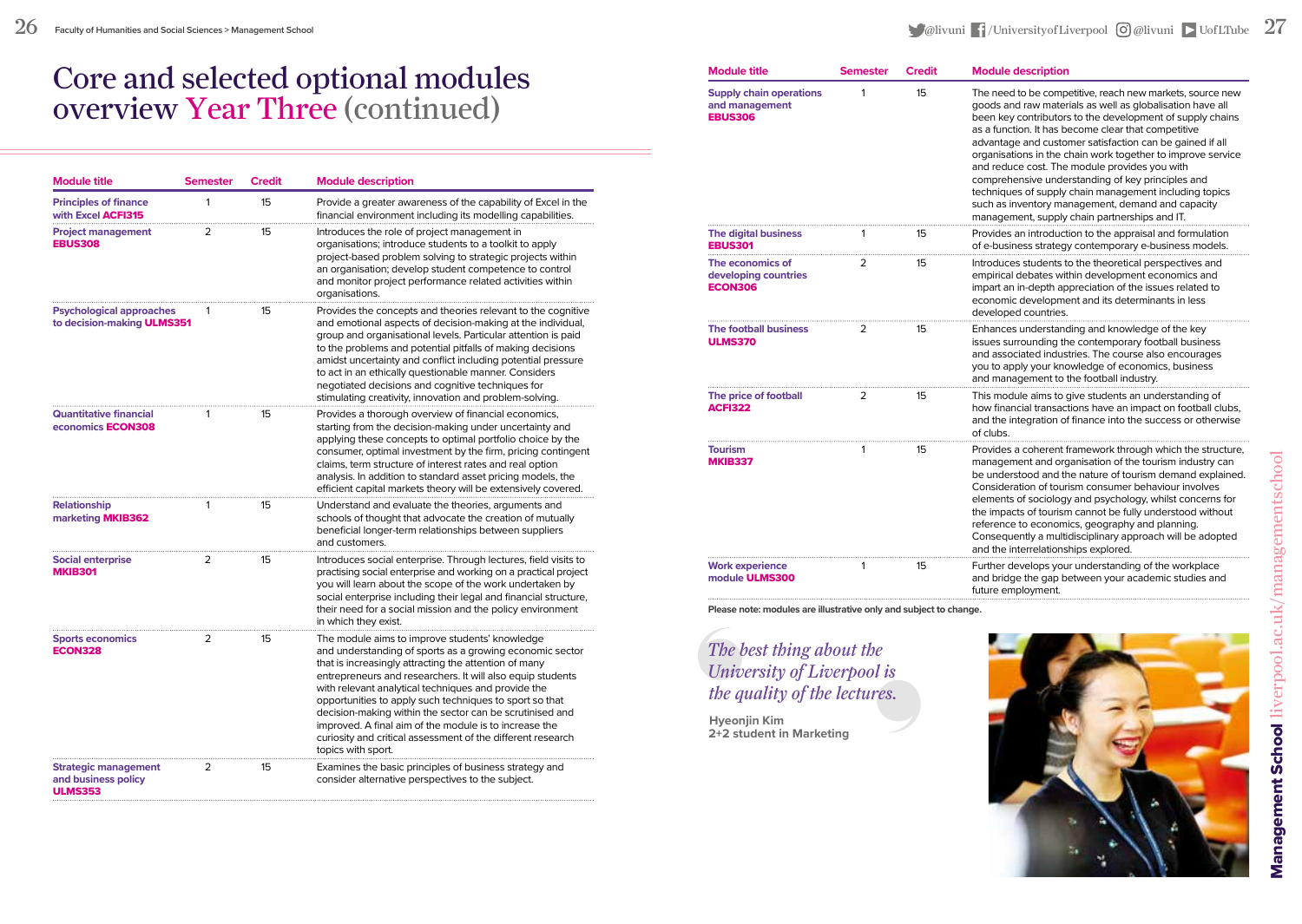# Core and selected optional modules overview Year Three (continued)

| Module title | Semester | Credit | Module description |
|---|---|---|---|
| **Principles of finance with Excel ACFI315** | 1 | 15 | Provide a greater awareness of the capability of Excel in the financial environment including its modelling capabilities. |
| **Project management EBUS308** | 2 | 15 | Introduces the role of project management in organisations; introduce students to a toolkit to apply project-based problem solving to strategic projects within an organisation; develop student competence to control and monitor project performance related activities within organisations. |
| **Psychological approaches to decision-making ULMS351** | 1 | 15 | Provides the concepts and theories relevant to the cognitive and emotional aspects of decision-making at the individual, group and organisational levels. Particular attention is paid to the problems and potential pitfalls of making decisions amidst uncertainty and conflict including potential pressure to act in an ethically questionable manner. Considers negotiated decisions and cognitive techniques for stimulating creativity, innovation and problem-solving. |
| **Quantitative financial economics ECON308** | 1 | 15 | Provides a thorough overview of financial economics, starting from the decision-making under uncertainty and applying these concepts to optimal portfolio choice by the consumer, optimal investment by the firm, pricing contingent claims, term structure of interest rates and real option analysis. In addition to standard asset pricing models, the efficient capital markets theory will be extensively covered. |
| **Relationship marketing MKIB362** | 1 | 15 | Understand and evaluate the theories, arguments and schools of thought that advocate the creation of mutually beneficial longer-term relationships between suppliers and customers. |
| **Social enterprise MKIB301** | 2 | 15 | Introduces social enterprise. Through lectures, field visits to practising social enterprise and working on a practical project you will learn about the scope of the work undertaken by social enterprise including their legal and financial structure, their need for a social mission and the policy environment in which they exist. |
| **Sports economics ECON328** | 2 | 15 | The module aims to improve students' knowledge and understanding of sports as a growing economic sector that is increasingly attracting the attention of many entrepreneurs and researchers. It will also equip students with relevant analytical techniques and provide the opportunities to apply such techniques to sport so that decision-making within the sector can be scrutinised and improved. A final aim of the module is to increase the curiosity and critical assessment of the different research topics with sport. |
| **Strategic management and business policy ULMS353** | 2 | 15 | Examines the basic principles of business strategy and consider alternative perspectives to the subject. |
| **Supply chain operations and management EBUS306** | 1 | 15 | The need to be competitive, reach new markets, source new goods and raw materials as well as globalisation have all been key contributors to the development of supply chains as a function. It has become clear that competitive advantage and customer satisfaction can be gained if all organisations in the chain work together to improve service and reduce cost. The module provides you with comprehensive understanding of key principles and techniques of supply chain management including topics such as inventory management, demand and capacity management, supply chain partnerships and IT. |
| **The digital business EBUS301** | 1 | 15 | Provides an introduction to the appraisal and formulation of e-business strategy contemporary e-business models. |
| **The economics of developing countries ECON306** | 2 | 15 | Introduces students to the theoretical perspectives and empirical debates within development economics and impart an in-depth appreciation of the issues related to economic development and its determinants in less developed countries. |
| **The football business ULMS370** | 2 | 15 | Enhances understanding and knowledge of the key issues surrounding the contemporary football business and associated industries. The course also encourages you to apply your knowledge of economics, business and management to the football industry. |
| **The price of football ACFI322** | 2 | 15 | This module aims to give students an understanding of how financial transactions have an impact on football clubs, and the integration of finance into the success or otherwise of clubs. |
| **Tourism MKIB337** | 1 | 15 | Provides a coherent framework through which the structure, management and organisation of the tourism industry can be understood and the nature of tourism demand explained. Consideration of tourism consumer behaviour involves elements of sociology and psychology, whilst concerns for the impacts of tourism cannot be fully understood without reference to economics, geography and planning. Consequently a multidisciplinary approach will be adopted and the interrelationships explored. |
| **Work experience module ULMS300** | 1 | 15 | Further develops your understanding of the workplace and bridge the gap between your academic studies and future employment. |

**Please note: modules are illustrative only and subject to change.**

*The best thing about the University of Liverpool is the quality of the lectures.*

**Hyeonjin Kim**
**2+2 student in Marketing**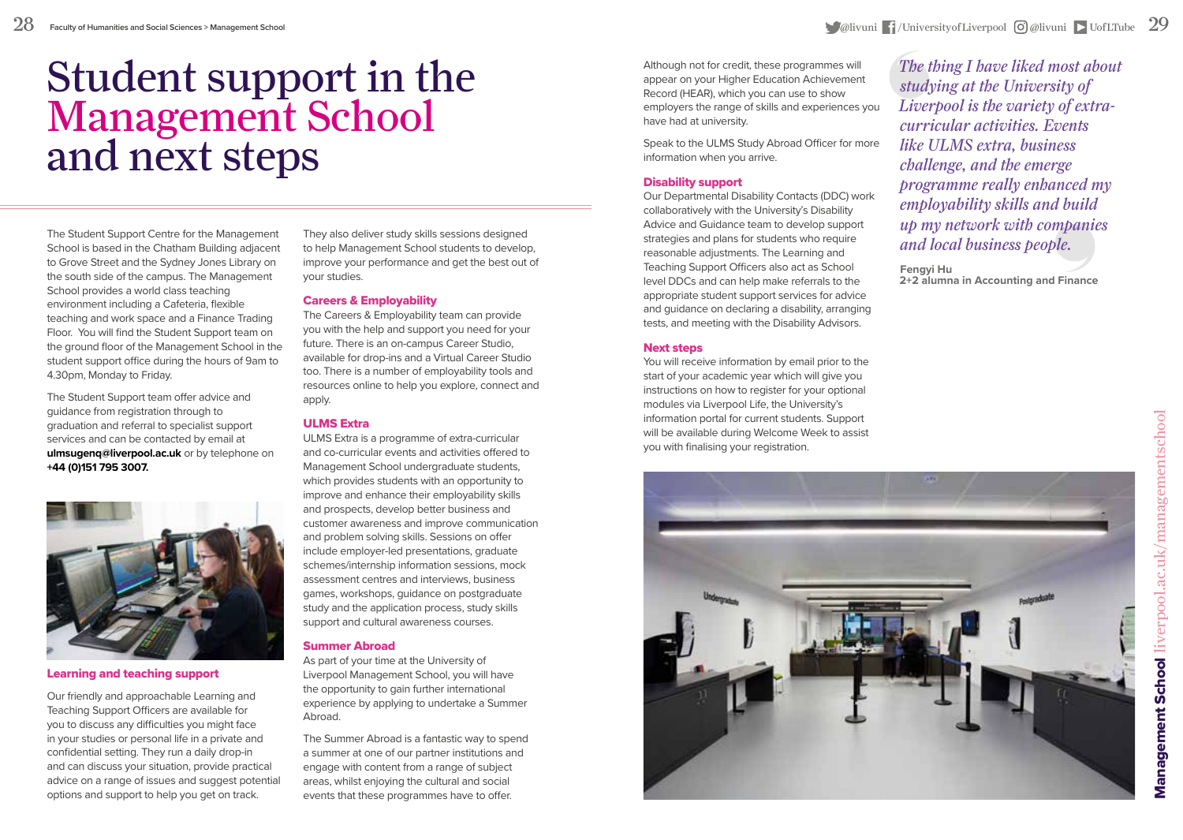# Student support in the Management School and next steps

The Student Support Centre for the Management School is based in the Chatham Building adjacent to Grove Street and the Sydney Jones Library on the south side of the campus. The Management School provides a world class teaching environment including a Cafeteria, flexible teaching and work space and a Finance Trading Floor. You will find the Student Support team on the ground floor of the Management School in the student support office during the hours of 9am to 4.30pm, Monday to Friday.

The Student Support team offer advice and guidance from registration through to graduation and referral to specialist support services and can be contacted by email at **ulmsugenq@liverpool.ac.uk** or by telephone on **+44 (0)151 795 3007.**

## Learning and teaching support

Our friendly and approachable Learning and Teaching Support Officers are available for you to discuss any difficulties you might face in your studies or personal life in a private and confidential setting. They run a daily drop-in and can discuss your situation, provide practical advice on a range of issues and suggest potential options and support to help you get on track.

They also deliver study skills sessions designed to help Management School students to develop, improve your performance and get the best out of your studies.

## Careers & Employability

The Careers & Employability team can provide you with the help and support you need for your future. There is an on-campus Career Studio, available for drop-ins and a Virtual Career Studio too. There is a number of employability tools and resources online to help you explore, connect and apply.

## ULMS Extra

ULMS Extra is a programme of extra-curricular and co-curricular events and activities offered to Management School undergraduate students, which provides students with an opportunity to improve and enhance their employability skills and prospects, develop better business and customer awareness and improve communication and problem solving skills. Sessions on offer include employer-led presentations, graduate schemes/internship information sessions, mock assessment centres and interviews, business games, workshops, guidance on postgraduate study and the application process, study skills support and cultural awareness courses.

## Summer Abroad

As part of your time at the University of Liverpool Management School, you will have the opportunity to gain further international experience by applying to undertake a Summer Abroad.

The Summer Abroad is a fantastic way to spend a summer at one of our partner institutions and engage with content from a range of subject areas, whilst enjoying the cultural and social events that these programmes have to offer.

Although not for credit, these programmes will appear on your Higher Education Achievement Record (HEAR), which you can use to show employers the range of skills and experiences you have had at university.

Speak to the ULMS Study Abroad Officer for more information when you arrive.

## Disability support

Our Departmental Disability Contacts (DDC) work collaboratively with the University's Disability Advice and Guidance team to develop support strategies and plans for students who require reasonable adjustments. The Learning and Teaching Support Officers also act as School level DDCs and can help make referrals to the appropriate student support services for advice and guidance on declaring a disability, arranging tests, and meeting with the Disability Advisors.

## Next steps

You will receive information by email prior to the start of your academic year which will give you instructions on how to register for your optional modules via Liverpool Life, the University's information portal for current students. Support will be available during Welcome Week to assist you with finalising your registration.

*The thing I have liked most about studying at the University of Liverpool is the variety of extra-curricular activities. Events like ULMS extra, business challenge, and the emerge programme really enhanced my employability skills and build up my network with companies and local business people.*

**Fengyi Hu**
**2+2 alumna in Accounting and Finance**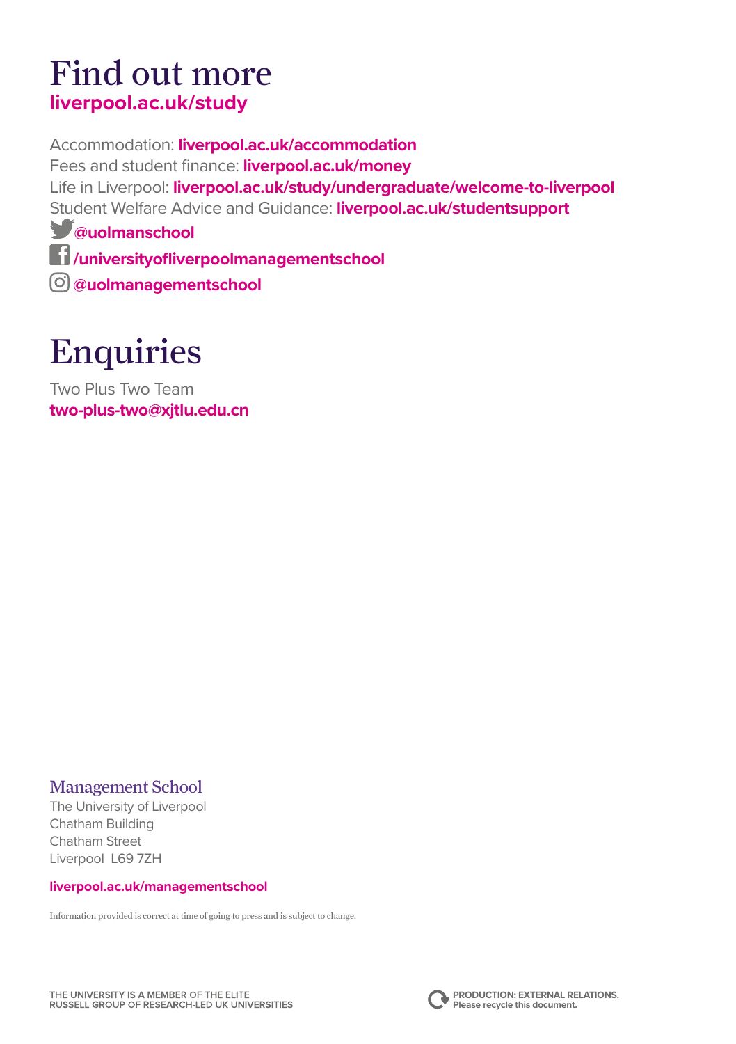# Find out more

**liverpool.ac.uk/study**

Accommodation: **liverpool.ac.uk/accommodation**
Fees and student finance: **liverpool.ac.uk/money**
Life in Liverpool: **liverpool.ac.uk/study/undergraduate/welcome-to-liverpool**
Student Welfare Advice and Guidance: **liverpool.ac.uk/studentsupport**

**@uolmanschool**

**/universityofliverpoolmanagementschool**

**@uolmanagementschool**

# Enquiries

Two Plus Two Team
**two-plus-two@xjtlu.edu.cn**

Management School
The University of Liverpool
Chatham Building
Chatham Street
Liverpool L69 7ZH

**liverpool.ac.uk/managementschool**

Information provided is correct at time of going to press and is subject to change.

THE UNIVERSITY IS A MEMBER OF THE ELITE RUSSELL GROUP OF RESEARCH-LED UK UNIVERSITIES

PRODUCTION: EXTERNAL RELATIONS. Please recycle this document.